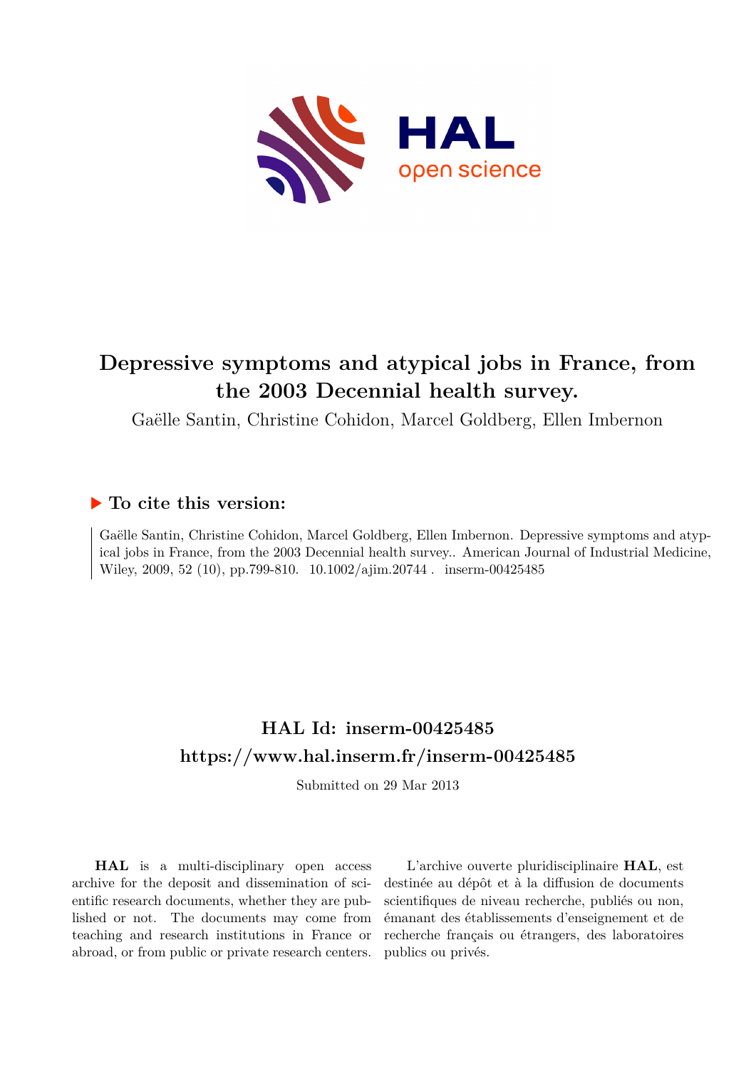# Depressive symptoms and atypical jobs in France, from the 2003 Decennial health survey.

Gaëlle Santin, Christine Cohidon, Marcel Goldberg, Ellen Imbernon

## ▶ To cite this version:

Gaëlle Santin, Christine Cohidon, Marcel Goldberg, Ellen Imbernon. Depressive symptoms and atypical jobs in France, from the 2003 Decennial health survey.. American Journal of Industrial Medicine, Wiley, 2009, 52 (10), pp.799-810. 10.1002/ajim.20744 . inserm-00425485

## HAL Id: inserm-00425485
## https://www.hal.inserm.fr/inserm-00425485

Submitted on 29 Mar 2013

**HAL** is a multi-disciplinary open access archive for the deposit and dissemination of scientific research documents, whether they are published or not. The documents may come from teaching and research institutions in France or abroad, or from public or private research centers.

L'archive ouverte pluridisciplinaire **HAL**, est destinée au dépôt et à la diffusion de documents scientifiques de niveau recherche, publiés ou non, émanant des établissements d'enseignement et de recherche français ou étrangers, des laboratoires publics ou privés.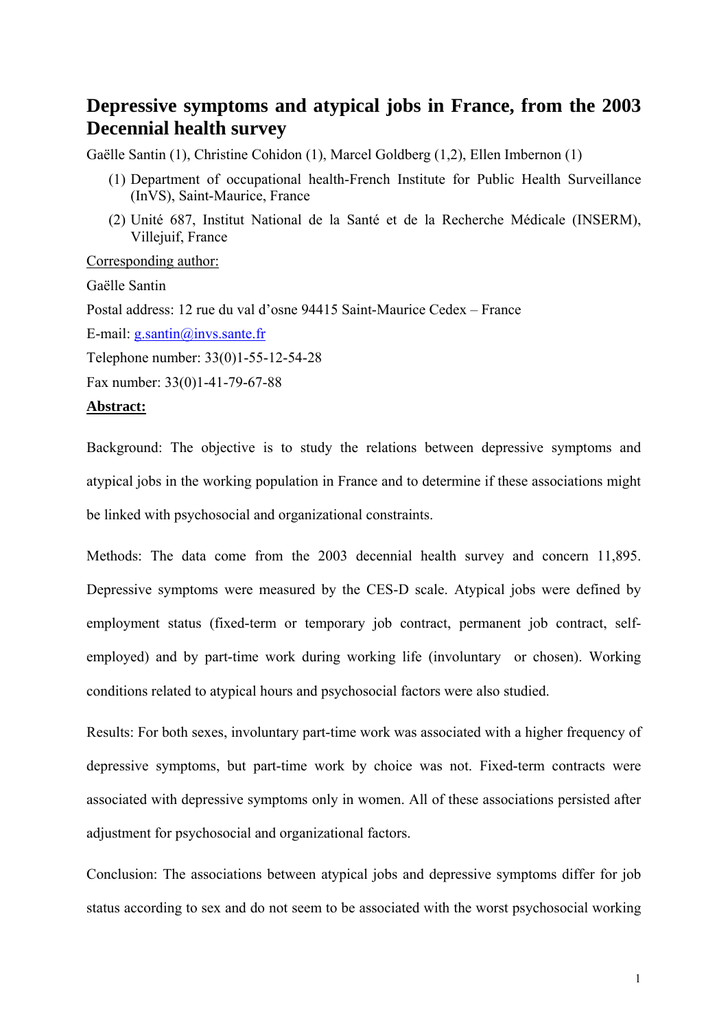# Depressive symptoms and atypical jobs in France, from the 2003 Decennial health survey

Gaëlle Santin (1), Christine Cohidon (1), Marcel Goldberg (1,2), Ellen Imbernon (1)

(1) Department of occupational health-French Institute for Public Health Surveillance (InVS), Saint-Maurice, France

(2) Unité 687, Institut National de la Santé et de la Recherche Médicale (INSERM), Villejuif, France

Corresponding author:

Gaëlle Santin

Postal address: 12 rue du val d'osne 94415 Saint-Maurice Cedex – France

E-mail: g.santin@invs.sante.fr

Telephone number: 33(0)1-55-12-54-28

Fax number: 33(0)1-41-79-67-88

**Abstract:**

Background: The objective is to study the relations between depressive symptoms and atypical jobs in the working population in France and to determine if these associations might be linked with psychosocial and organizational constraints.

Methods: The data come from the 2003 decennial health survey and concern 11,895. Depressive symptoms were measured by the CES-D scale. Atypical jobs were defined by employment status (fixed-term or temporary job contract, permanent job contract, self-employed) and by part-time work during working life (involuntary or chosen). Working conditions related to atypical hours and psychosocial factors were also studied.

Results: For both sexes, involuntary part-time work was associated with a higher frequency of depressive symptoms, but part-time work by choice was not. Fixed-term contracts were associated with depressive symptoms only in women. All of these associations persisted after adjustment for psychosocial and organizational factors.

Conclusion: The associations between atypical jobs and depressive symptoms differ for job status according to sex and do not seem to be associated with the worst psychosocial working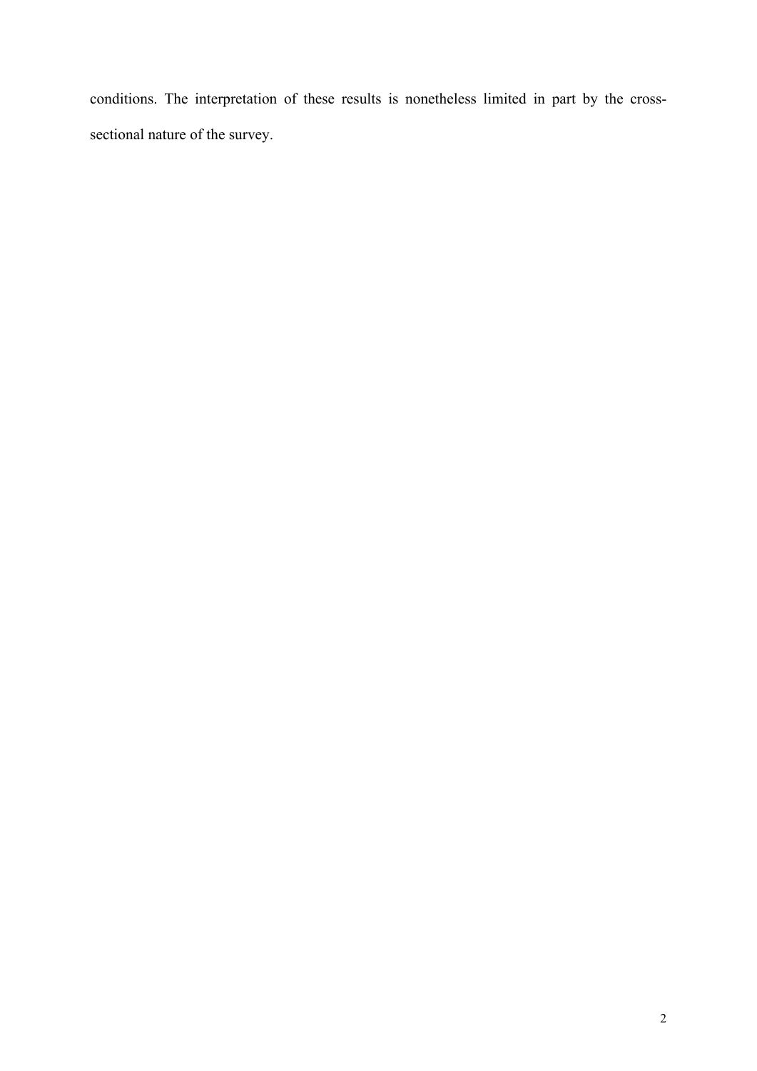conditions. The interpretation of these results is nonetheless limited in part by the cross-sectional nature of the survey.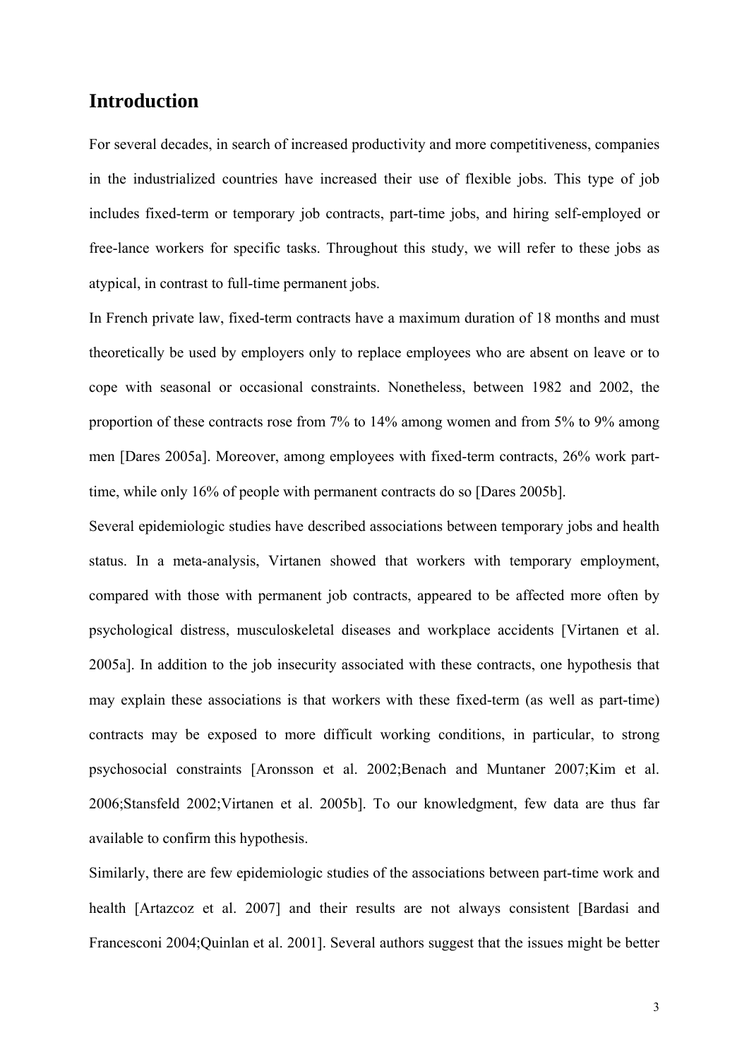## Introduction

For several decades, in search of increased productivity and more competitiveness, companies in the industrialized countries have increased their use of flexible jobs. This type of job includes fixed-term or temporary job contracts, part-time jobs, and hiring self-employed or free-lance workers for specific tasks. Throughout this study, we will refer to these jobs as atypical, in contrast to full-time permanent jobs.

In French private law, fixed-term contracts have a maximum duration of 18 months and must theoretically be used by employers only to replace employees who are absent on leave or to cope with seasonal or occasional constraints. Nonetheless, between 1982 and 2002, the proportion of these contracts rose from 7% to 14% among women and from 5% to 9% among men [Dares 2005a]. Moreover, among employees with fixed-term contracts, 26% work part-time, while only 16% of people with permanent contracts do so [Dares 2005b].

Several epidemiologic studies have described associations between temporary jobs and health status. In a meta-analysis, Virtanen showed that workers with temporary employment, compared with those with permanent job contracts, appeared to be affected more often by psychological distress, musculoskeletal diseases and workplace accidents [Virtanen et al. 2005a]. In addition to the job insecurity associated with these contracts, one hypothesis that may explain these associations is that workers with these fixed-term (as well as part-time) contracts may be exposed to more difficult working conditions, in particular, to strong psychosocial constraints [Aronsson et al. 2002;Benach and Muntaner 2007;Kim et al. 2006;Stansfeld 2002;Virtanen et al. 2005b]. To our knowledgment, few data are thus far available to confirm this hypothesis.

Similarly, there are few epidemiologic studies of the associations between part-time work and health [Artazcoz et al. 2007] and their results are not always consistent [Bardasi and Francesconi 2004;Quinlan et al. 2001]. Several authors suggest that the issues might be better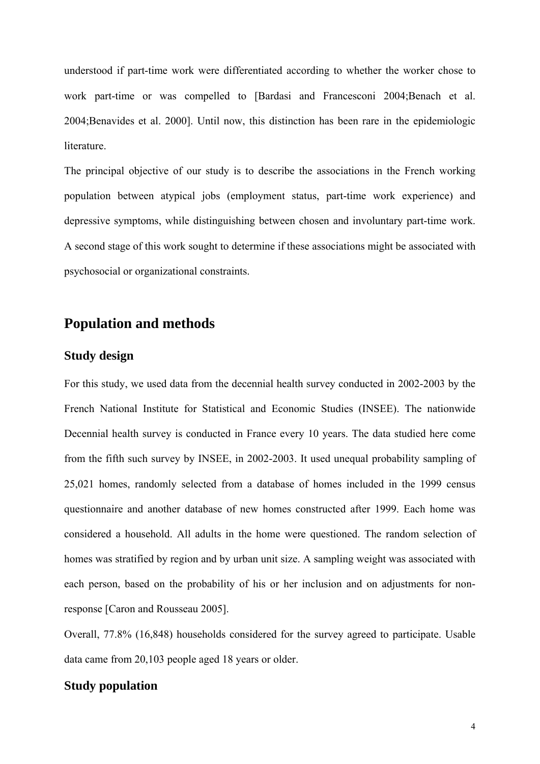understood if part-time work were differentiated according to whether the worker chose to work part-time or was compelled to [Bardasi and Francesconi 2004;Benach et al. 2004;Benavides et al. 2000]. Until now, this distinction has been rare in the epidemiologic literature.

The principal objective of our study is to describe the associations in the French working population between atypical jobs (employment status, part-time work experience) and depressive symptoms, while distinguishing between chosen and involuntary part-time work. A second stage of this work sought to determine if these associations might be associated with psychosocial or organizational constraints.

## Population and methods

### Study design

For this study, we used data from the decennial health survey conducted in 2002-2003 by the French National Institute for Statistical and Economic Studies (INSEE). The nationwide Decennial health survey is conducted in France every 10 years. The data studied here come from the fifth such survey by INSEE, in 2002-2003. It used unequal probability sampling of 25,021 homes, randomly selected from a database of homes included in the 1999 census questionnaire and another database of new homes constructed after 1999. Each home was considered a household. All adults in the home were questioned. The random selection of homes was stratified by region and by urban unit size. A sampling weight was associated with each person, based on the probability of his or her inclusion and on adjustments for non-response [Caron and Rousseau 2005].

Overall, 77.8% (16,848) households considered for the survey agreed to participate. Usable data came from 20,103 people aged 18 years or older.

### Study population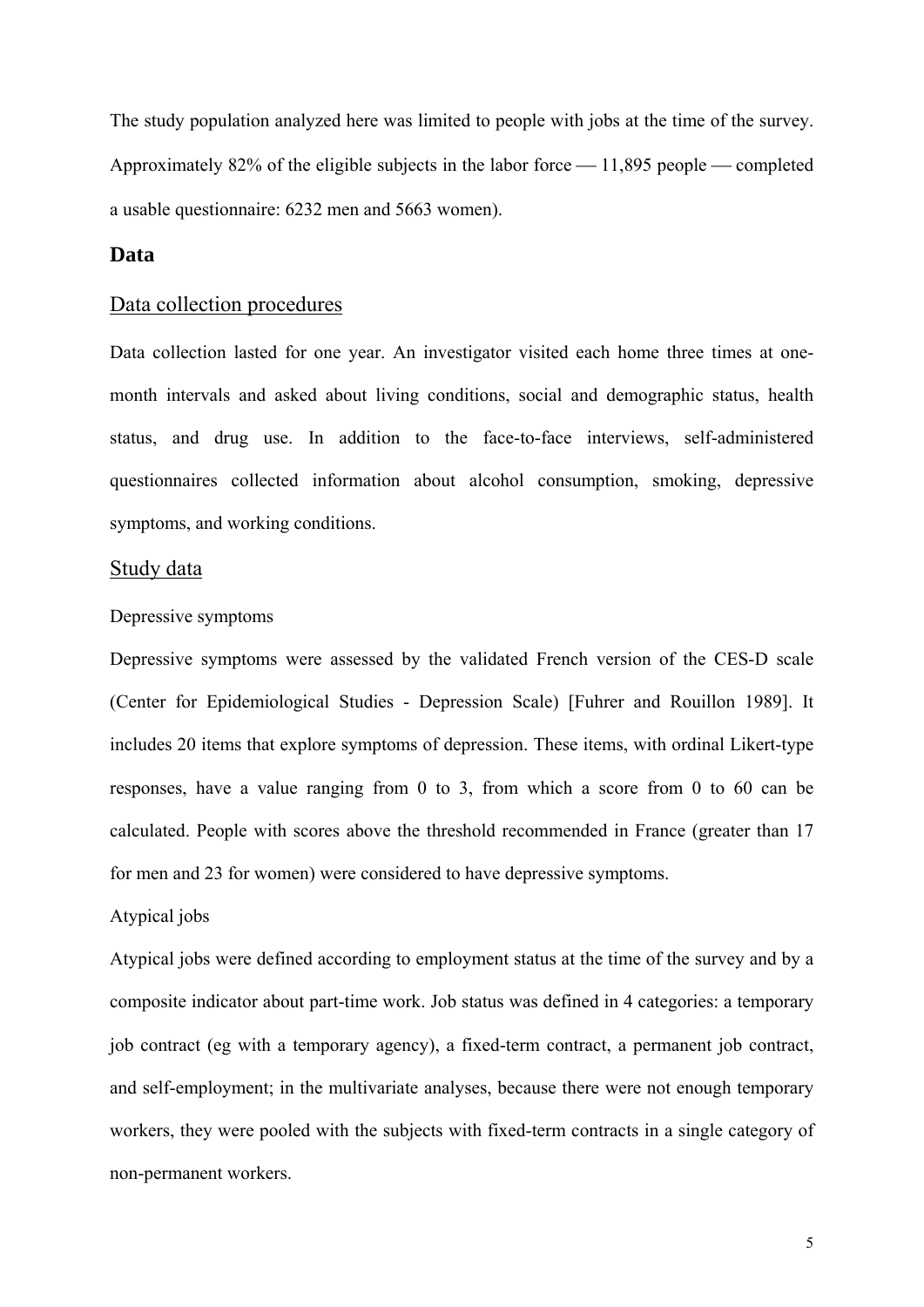The study population analyzed here was limited to people with jobs at the time of the survey. Approximately 82% of the eligible subjects in the labor force — 11,895 people — completed a usable questionnaire: 6232 men and 5663 women).

## Data

### Data collection procedures

Data collection lasted for one year. An investigator visited each home three times at one-month intervals and asked about living conditions, social and demographic status, health status, and drug use. In addition to the face-to-face interviews, self-administered questionnaires collected information about alcohol consumption, smoking, depressive symptoms, and working conditions.

### Study data

#### Depressive symptoms

Depressive symptoms were assessed by the validated French version of the CES-D scale (Center for Epidemiological Studies - Depression Scale) [Fuhrer and Rouillon 1989]. It includes 20 items that explore symptoms of depression. These items, with ordinal Likert-type responses, have a value ranging from 0 to 3, from which a score from 0 to 60 can be calculated. People with scores above the threshold recommended in France (greater than 17 for men and 23 for women) were considered to have depressive symptoms.

#### Atypical jobs

Atypical jobs were defined according to employment status at the time of the survey and by a composite indicator about part-time work. Job status was defined in 4 categories: a temporary job contract (eg with a temporary agency), a fixed-term contract, a permanent job contract, and self-employment; in the multivariate analyses, because there were not enough temporary workers, they were pooled with the subjects with fixed-term contracts in a single category of non-permanent workers.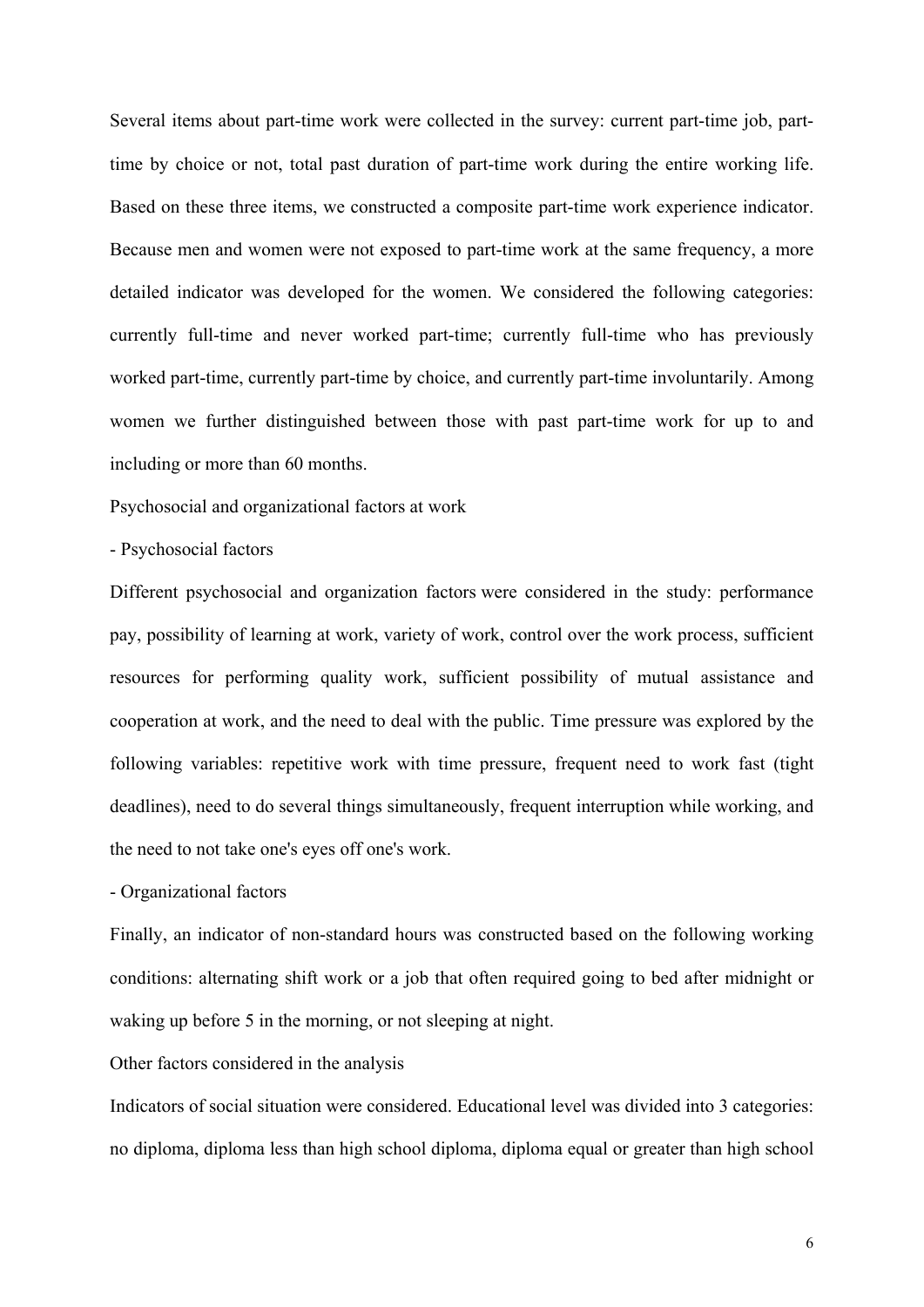Several items about part-time work were collected in the survey: current part-time job, part-time by choice or not, total past duration of part-time work during the entire working life. Based on these three items, we constructed a composite part-time work experience indicator. Because men and women were not exposed to part-time work at the same frequency, a more detailed indicator was developed for the women. We considered the following categories: currently full-time and never worked part-time; currently full-time who has previously worked part-time, currently part-time by choice, and currently part-time involuntarily. Among women we further distinguished between those with past part-time work for up to and including or more than 60 months.

Psychosocial and organizational factors at work

- Psychosocial factors

Different psychosocial and organization factors were considered in the study: performance pay, possibility of learning at work, variety of work, control over the work process, sufficient resources for performing quality work, sufficient possibility of mutual assistance and cooperation at work, and the need to deal with the public. Time pressure was explored by the following variables: repetitive work with time pressure, frequent need to work fast (tight deadlines), need to do several things simultaneously, frequent interruption while working, and the need to not take one's eyes off one's work.

- Organizational factors

Finally, an indicator of non-standard hours was constructed based on the following working conditions: alternating shift work or a job that often required going to bed after midnight or waking up before 5 in the morning, or not sleeping at night.

Other factors considered in the analysis

Indicators of social situation were considered. Educational level was divided into 3 categories: no diploma, diploma less than high school diploma, diploma equal or greater than high school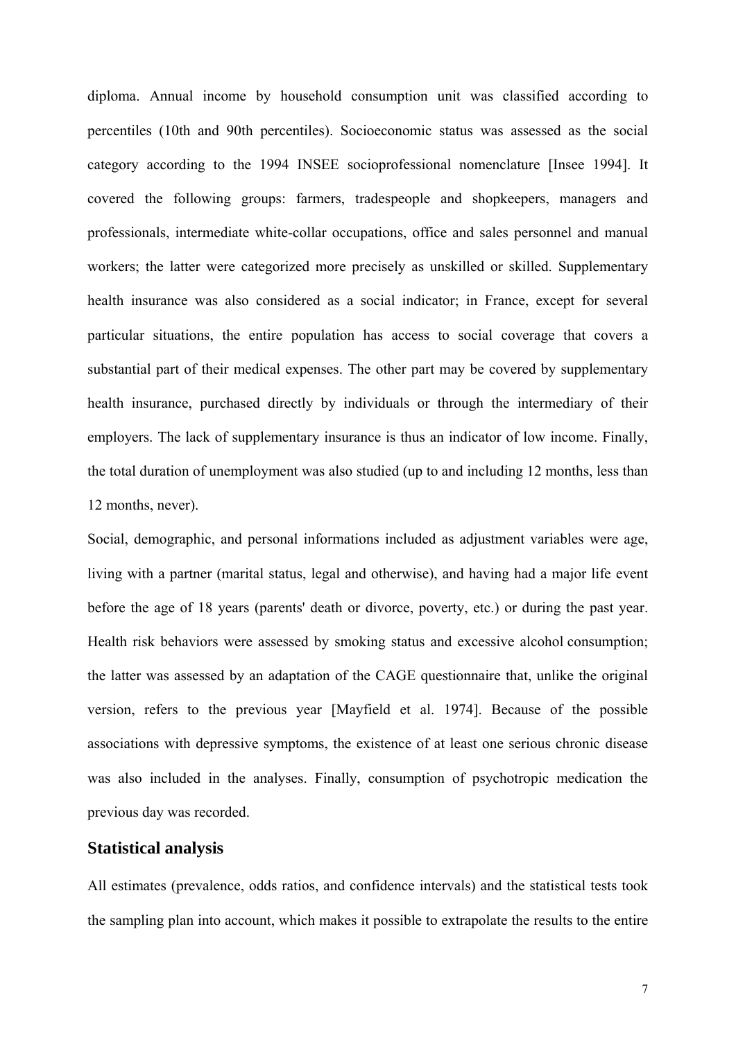diploma. Annual income by household consumption unit was classified according to percentiles (10th and 90th percentiles). Socioeconomic status was assessed as the social category according to the 1994 INSEE socioprofessional nomenclature [Insee 1994]. It covered the following groups: farmers, tradespeople and shopkeepers, managers and professionals, intermediate white-collar occupations, office and sales personnel and manual workers; the latter were categorized more precisely as unskilled or skilled. Supplementary health insurance was also considered as a social indicator; in France, except for several particular situations, the entire population has access to social coverage that covers a substantial part of their medical expenses. The other part may be covered by supplementary health insurance, purchased directly by individuals or through the intermediary of their employers. The lack of supplementary insurance is thus an indicator of low income. Finally, the total duration of unemployment was also studied (up to and including 12 months, less than 12 months, never).

Social, demographic, and personal informations included as adjustment variables were age, living with a partner (marital status, legal and otherwise), and having had a major life event before the age of 18 years (parents' death or divorce, poverty, etc.) or during the past year. Health risk behaviors were assessed by smoking status and excessive alcohol consumption; the latter was assessed by an adaptation of the CAGE questionnaire that, unlike the original version, refers to the previous year [Mayfield et al. 1974]. Because of the possible associations with depressive symptoms, the existence of at least one serious chronic disease was also included in the analyses. Finally, consumption of psychotropic medication the previous day was recorded.

## Statistical analysis

All estimates (prevalence, odds ratios, and confidence intervals) and the statistical tests took the sampling plan into account, which makes it possible to extrapolate the results to the entire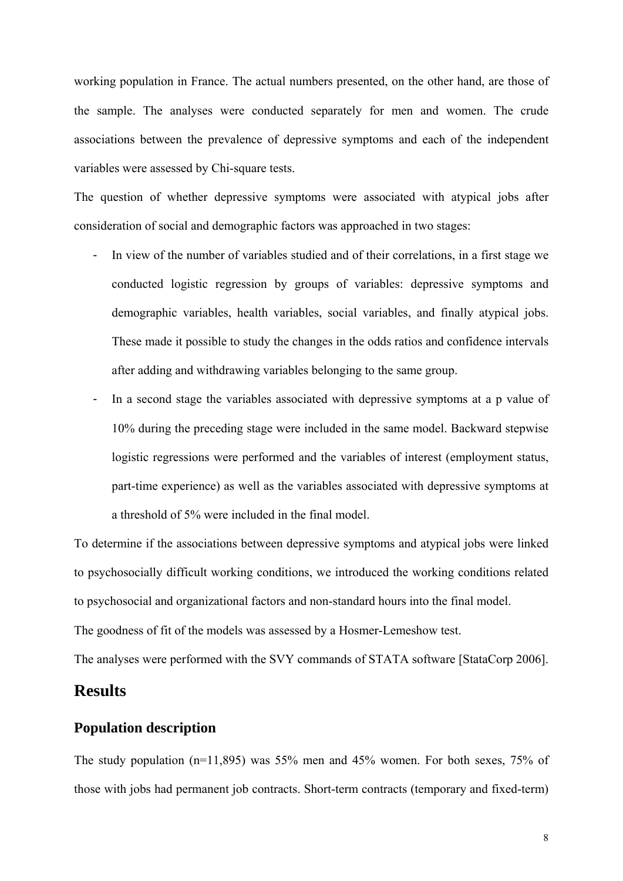working population in France. The actual numbers presented, on the other hand, are those of the sample. The analyses were conducted separately for men and women. The crude associations between the prevalence of depressive symptoms and each of the independent variables were assessed by Chi-square tests.

The question of whether depressive symptoms were associated with atypical jobs after consideration of social and demographic factors was approached in two stages:

- In view of the number of variables studied and of their correlations, in a first stage we conducted logistic regression by groups of variables: depressive symptoms and demographic variables, health variables, social variables, and finally atypical jobs. These made it possible to study the changes in the odds ratios and confidence intervals after adding and withdrawing variables belonging to the same group.
- In a second stage the variables associated with depressive symptoms at a p value of 10% during the preceding stage were included in the same model. Backward stepwise logistic regressions were performed and the variables of interest (employment status, part-time experience) as well as the variables associated with depressive symptoms at a threshold of 5% were included in the final model.

To determine if the associations between depressive symptoms and atypical jobs were linked to psychosocially difficult working conditions, we introduced the working conditions related to psychosocial and organizational factors and non-standard hours into the final model.

The goodness of fit of the models was assessed by a Hosmer-Lemeshow test.

The analyses were performed with the SVY commands of STATA software [StataCorp 2006].

# Results

## Population description

The study population (n=11,895) was 55% men and 45% women. For both sexes, 75% of those with jobs had permanent job contracts. Short-term contracts (temporary and fixed-term)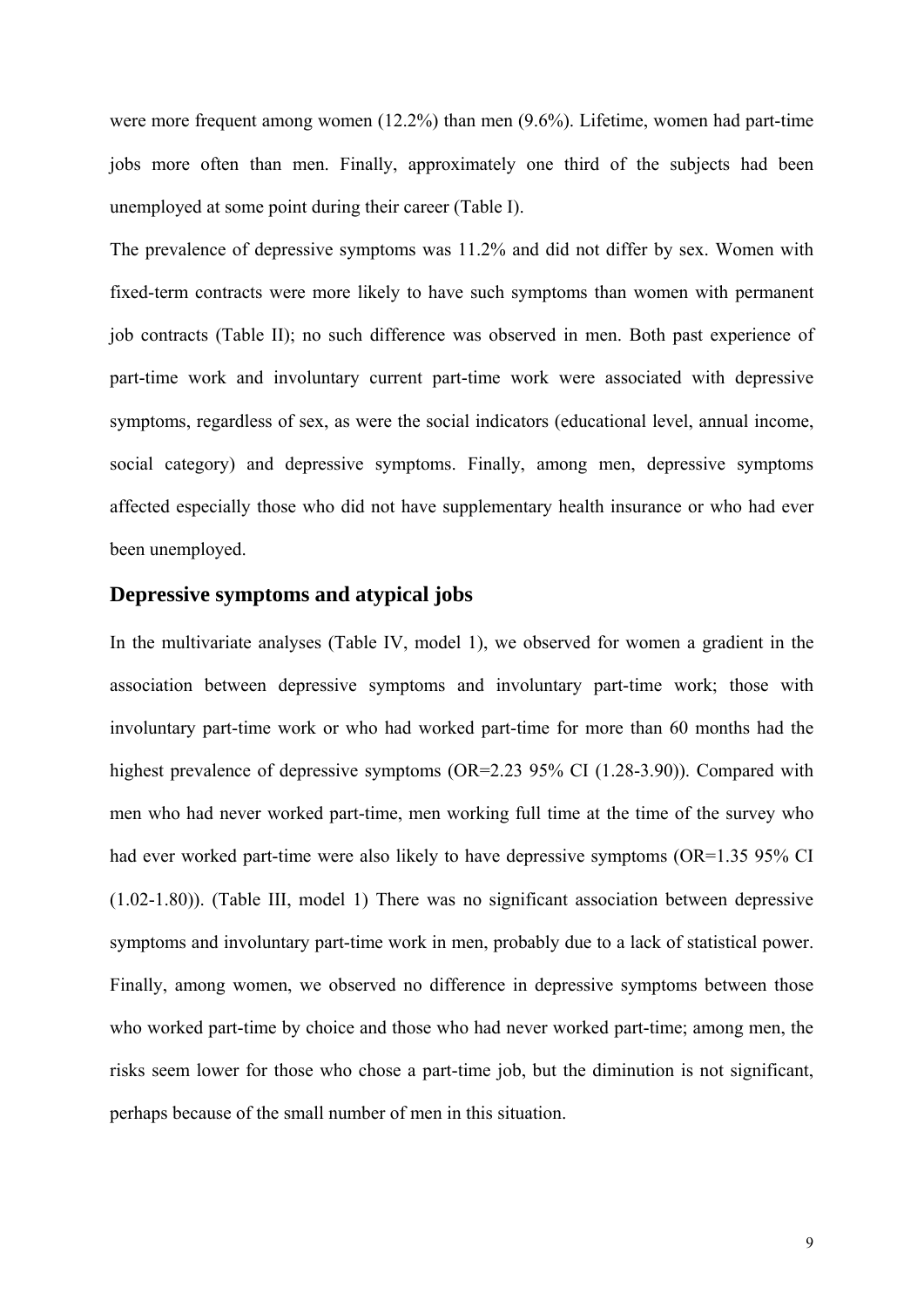were more frequent among women (12.2%) than men (9.6%). Lifetime, women had part-time jobs more often than men. Finally, approximately one third of the subjects had been unemployed at some point during their career (Table I).

The prevalence of depressive symptoms was 11.2% and did not differ by sex. Women with fixed-term contracts were more likely to have such symptoms than women with permanent job contracts (Table II); no such difference was observed in men. Both past experience of part-time work and involuntary current part-time work were associated with depressive symptoms, regardless of sex, as were the social indicators (educational level, annual income, social category) and depressive symptoms. Finally, among men, depressive symptoms affected especially those who did not have supplementary health insurance or who had ever been unemployed.

## Depressive symptoms and atypical jobs

In the multivariate analyses (Table IV, model 1), we observed for women a gradient in the association between depressive symptoms and involuntary part-time work; those with involuntary part-time work or who had worked part-time for more than 60 months had the highest prevalence of depressive symptoms (OR=2.23 95% CI (1.28-3.90)). Compared with men who had never worked part-time, men working full time at the time of the survey who had ever worked part-time were also likely to have depressive symptoms (OR=1.35 95% CI (1.02-1.80)). (Table III, model 1) There was no significant association between depressive symptoms and involuntary part-time work in men, probably due to a lack of statistical power. Finally, among women, we observed no difference in depressive symptoms between those who worked part-time by choice and those who had never worked part-time; among men, the risks seem lower for those who chose a part-time job, but the diminution is not significant, perhaps because of the small number of men in this situation.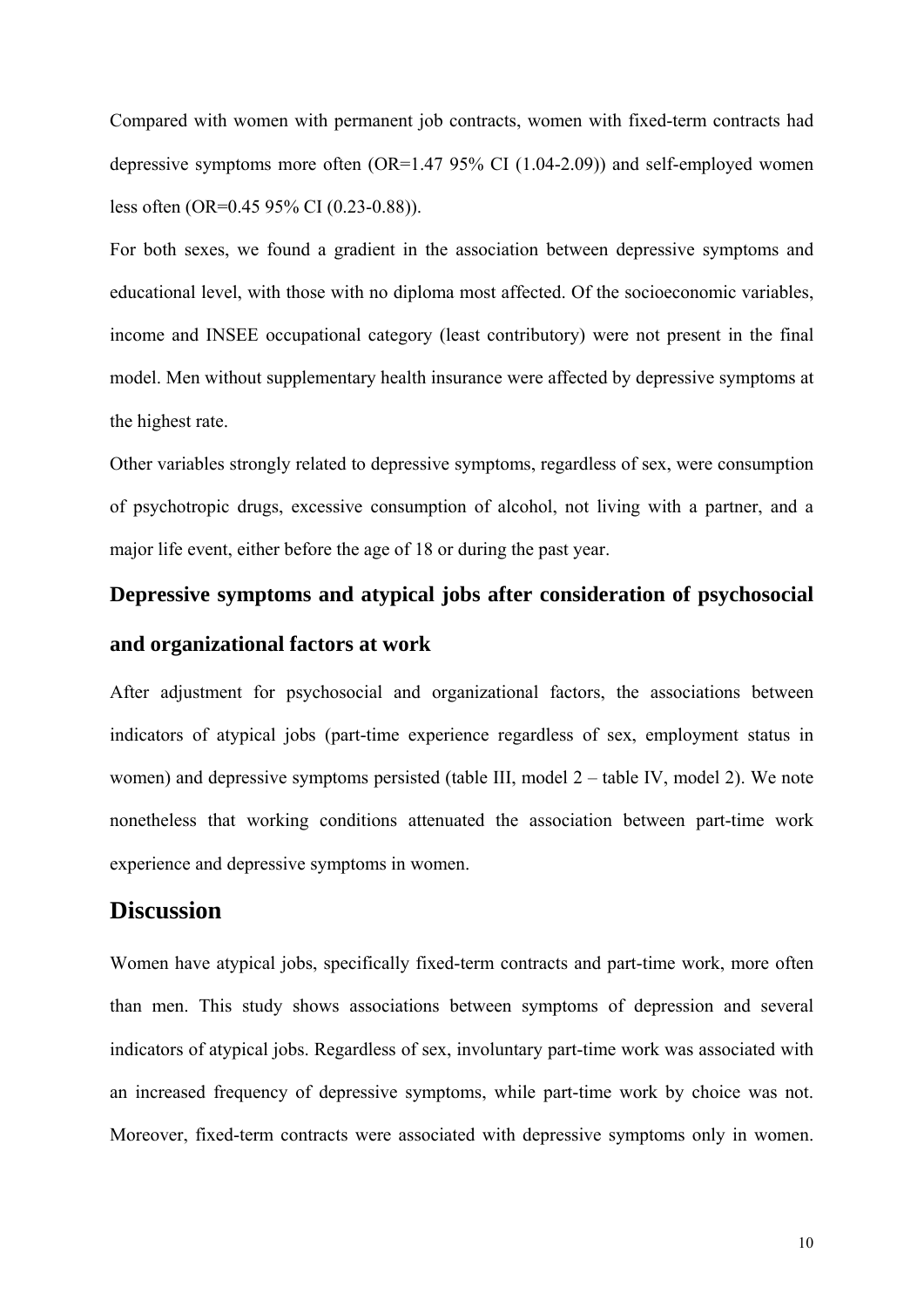Compared with women with permanent job contracts, women with fixed-term contracts had depressive symptoms more often (OR=1.47 95% CI (1.04-2.09)) and self-employed women less often (OR=0.45 95% CI (0.23-0.88)).

For both sexes, we found a gradient in the association between depressive symptoms and educational level, with those with no diploma most affected. Of the socioeconomic variables, income and INSEE occupational category (least contributory) were not present in the final model. Men without supplementary health insurance were affected by depressive symptoms at the highest rate.

Other variables strongly related to depressive symptoms, regardless of sex, were consumption of psychotropic drugs, excessive consumption of alcohol, not living with a partner, and a major life event, either before the age of 18 or during the past year.

### Depressive symptoms and atypical jobs after consideration of psychosocial and organizational factors at work

After adjustment for psychosocial and organizational factors, the associations between indicators of atypical jobs (part-time experience regardless of sex, employment status in women) and depressive symptoms persisted (table III, model 2 – table IV, model 2). We note nonetheless that working conditions attenuated the association between part-time work experience and depressive symptoms in women.

## Discussion

Women have atypical jobs, specifically fixed-term contracts and part-time work, more often than men. This study shows associations between symptoms of depression and several indicators of atypical jobs. Regardless of sex, involuntary part-time work was associated with an increased frequency of depressive symptoms, while part-time work by choice was not. Moreover, fixed-term contracts were associated with depressive symptoms only in women.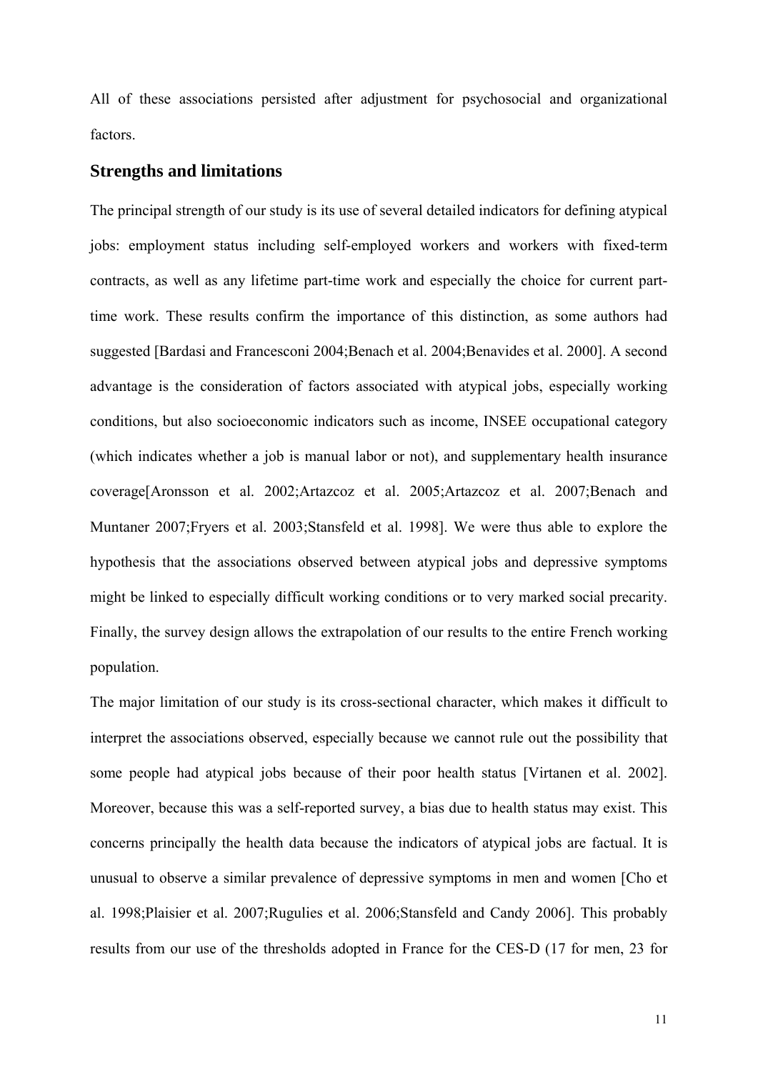All of these associations persisted after adjustment for psychosocial and organizational factors.

## Strengths and limitations

The principal strength of our study is its use of several detailed indicators for defining atypical jobs: employment status including self-employed workers and workers with fixed-term contracts, as well as any lifetime part-time work and especially the choice for current part-time work. These results confirm the importance of this distinction, as some authors had suggested [Bardasi and Francesconi 2004;Benach et al. 2004;Benavides et al. 2000]. A second advantage is the consideration of factors associated with atypical jobs, especially working conditions, but also socioeconomic indicators such as income, INSEE occupational category (which indicates whether a job is manual labor or not), and supplementary health insurance coverage[Aronsson et al. 2002;Artazcoz et al. 2005;Artazcoz et al. 2007;Benach and Muntaner 2007;Fryers et al. 2003;Stansfeld et al. 1998]. We were thus able to explore the hypothesis that the associations observed between atypical jobs and depressive symptoms might be linked to especially difficult working conditions or to very marked social precarity. Finally, the survey design allows the extrapolation of our results to the entire French working population.

The major limitation of our study is its cross-sectional character, which makes it difficult to interpret the associations observed, especially because we cannot rule out the possibility that some people had atypical jobs because of their poor health status [Virtanen et al. 2002]. Moreover, because this was a self-reported survey, a bias due to health status may exist. This concerns principally the health data because the indicators of atypical jobs are factual. It is unusual to observe a similar prevalence of depressive symptoms in men and women [Cho et al. 1998;Plaisier et al. 2007;Rugulies et al. 2006;Stansfeld and Candy 2006]. This probably results from our use of the thresholds adopted in France for the CES-D (17 for men, 23 for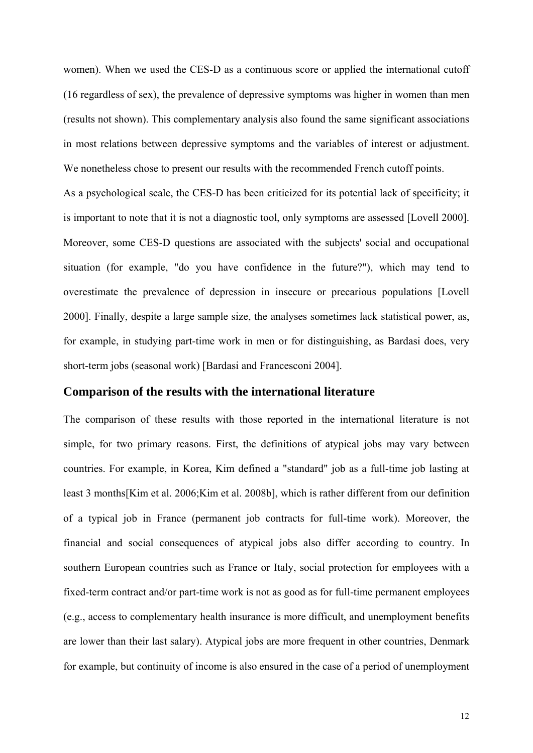women). When we used the CES-D as a continuous score or applied the international cutoff (16 regardless of sex), the prevalence of depressive symptoms was higher in women than men (results not shown). This complementary analysis also found the same significant associations in most relations between depressive symptoms and the variables of interest or adjustment. We nonetheless chose to present our results with the recommended French cutoff points.

As a psychological scale, the CES-D has been criticized for its potential lack of specificity; it is important to note that it is not a diagnostic tool, only symptoms are assessed [Lovell 2000]. Moreover, some CES-D questions are associated with the subjects' social and occupational situation (for example, "do you have confidence in the future?"), which may tend to overestimate the prevalence of depression in insecure or precarious populations [Lovell 2000]. Finally, despite a large sample size, the analyses sometimes lack statistical power, as, for example, in studying part-time work in men or for distinguishing, as Bardasi does, very short-term jobs (seasonal work) [Bardasi and Francesconi 2004].

## Comparison of the results with the international literature

The comparison of these results with those reported in the international literature is not simple, for two primary reasons. First, the definitions of atypical jobs may vary between countries. For example, in Korea, Kim defined a "standard" job as a full-time job lasting at least 3 months[Kim et al. 2006;Kim et al. 2008b], which is rather different from our definition of a typical job in France (permanent job contracts for full-time work). Moreover, the financial and social consequences of atypical jobs also differ according to country. In southern European countries such as France or Italy, social protection for employees with a fixed-term contract and/or part-time work is not as good as for full-time permanent employees (e.g., access to complementary health insurance is more difficult, and unemployment benefits are lower than their last salary). Atypical jobs are more frequent in other countries, Denmark for example, but continuity of income is also ensured in the case of a period of unemployment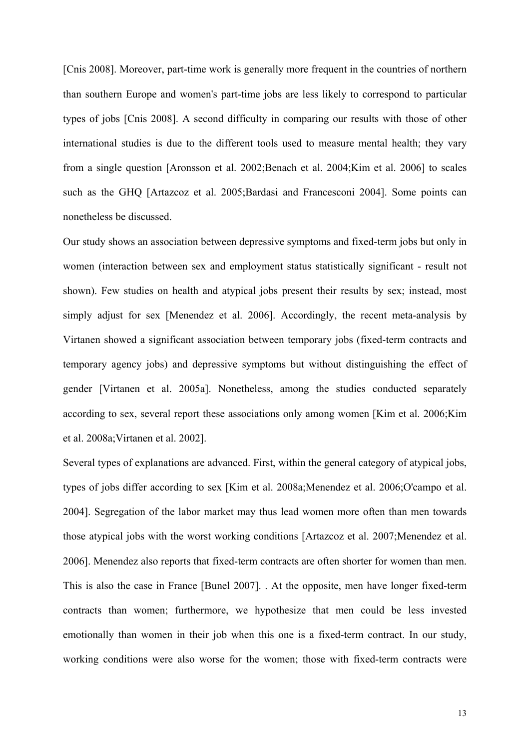[Cnis 2008]. Moreover, part-time work is generally more frequent in the countries of northern than southern Europe and women's part-time jobs are less likely to correspond to particular types of jobs [Cnis 2008]. A second difficulty in comparing our results with those of other international studies is due to the different tools used to measure mental health; they vary from a single question [Aronsson et al. 2002;Benach et al. 2004;Kim et al. 2006] to scales such as the GHQ [Artazcoz et al. 2005;Bardasi and Francesconi 2004]. Some points can nonetheless be discussed.

Our study shows an association between depressive symptoms and fixed-term jobs but only in women (interaction between sex and employment status statistically significant - result not shown). Few studies on health and atypical jobs present their results by sex; instead, most simply adjust for sex [Menendez et al. 2006]. Accordingly, the recent meta-analysis by Virtanen showed a significant association between temporary jobs (fixed-term contracts and temporary agency jobs) and depressive symptoms but without distinguishing the effect of gender [Virtanen et al. 2005a]. Nonetheless, among the studies conducted separately according to sex, several report these associations only among women [Kim et al. 2006;Kim et al. 2008a;Virtanen et al. 2002].

Several types of explanations are advanced. First, within the general category of atypical jobs, types of jobs differ according to sex [Kim et al. 2008a;Menendez et al. 2006;O'campo et al. 2004]. Segregation of the labor market may thus lead women more often than men towards those atypical jobs with the worst working conditions [Artazcoz et al. 2007;Menendez et al. 2006]. Menendez also reports that fixed-term contracts are often shorter for women than men. This is also the case in France [Bunel 2007]. . At the opposite, men have longer fixed-term contracts than women; furthermore, we hypothesize that men could be less invested emotionally than women in their job when this one is a fixed-term contract. In our study, working conditions were also worse for the women; those with fixed-term contracts were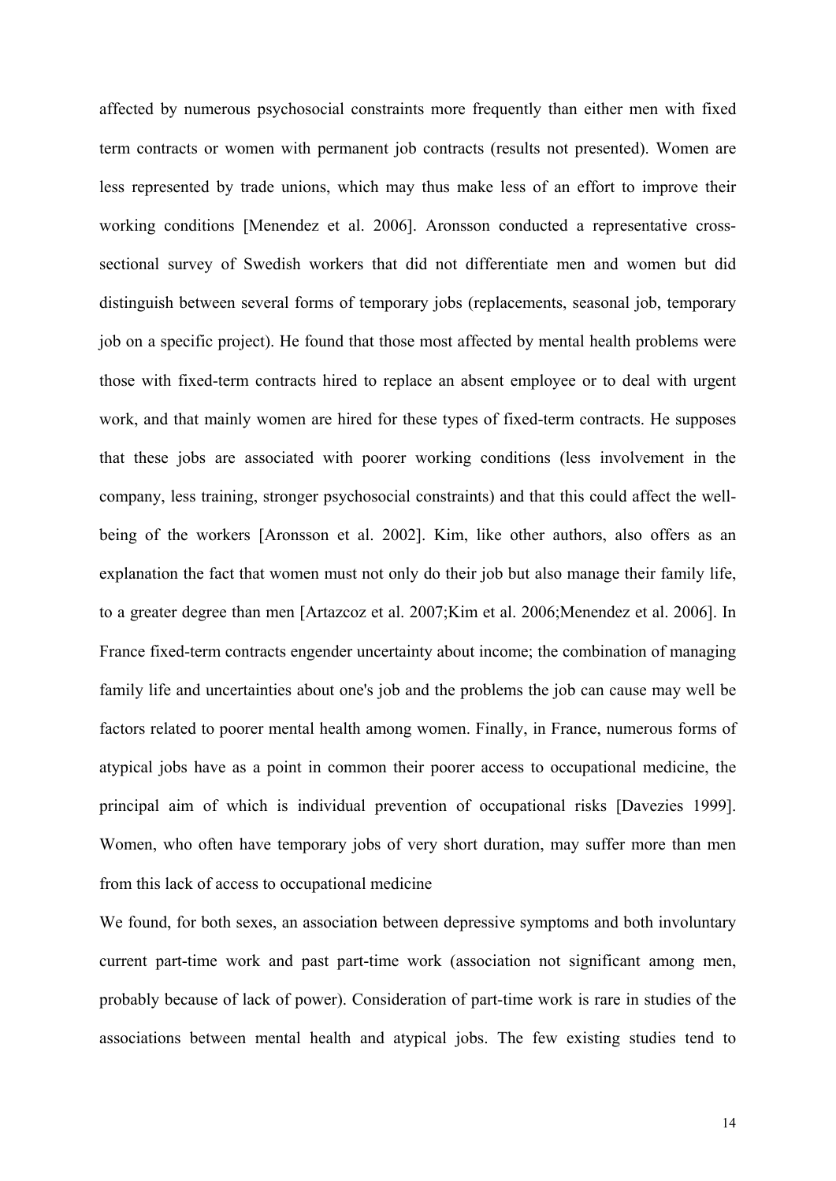affected by numerous psychosocial constraints more frequently than either men with fixed term contracts or women with permanent job contracts (results not presented). Women are less represented by trade unions, which may thus make less of an effort to improve their working conditions [Menendez et al. 2006]. Aronsson conducted a representative cross-sectional survey of Swedish workers that did not differentiate men and women but did distinguish between several forms of temporary jobs (replacements, seasonal job, temporary job on a specific project). He found that those most affected by mental health problems were those with fixed-term contracts hired to replace an absent employee or to deal with urgent work, and that mainly women are hired for these types of fixed-term contracts. He supposes that these jobs are associated with poorer working conditions (less involvement in the company, less training, stronger psychosocial constraints) and that this could affect the well-being of the workers [Aronsson et al. 2002]. Kim, like other authors, also offers as an explanation the fact that women must not only do their job but also manage their family life, to a greater degree than men [Artazcoz et al. 2007;Kim et al. 2006;Menendez et al. 2006]. In France fixed-term contracts engender uncertainty about income; the combination of managing family life and uncertainties about one's job and the problems the job can cause may well be factors related to poorer mental health among women. Finally, in France, numerous forms of atypical jobs have as a point in common their poorer access to occupational medicine, the principal aim of which is individual prevention of occupational risks [Davezies 1999]. Women, who often have temporary jobs of very short duration, may suffer more than men from this lack of access to occupational medicine

We found, for both sexes, an association between depressive symptoms and both involuntary current part-time work and past part-time work (association not significant among men, probably because of lack of power). Consideration of part-time work is rare in studies of the associations between mental health and atypical jobs. The few existing studies tend to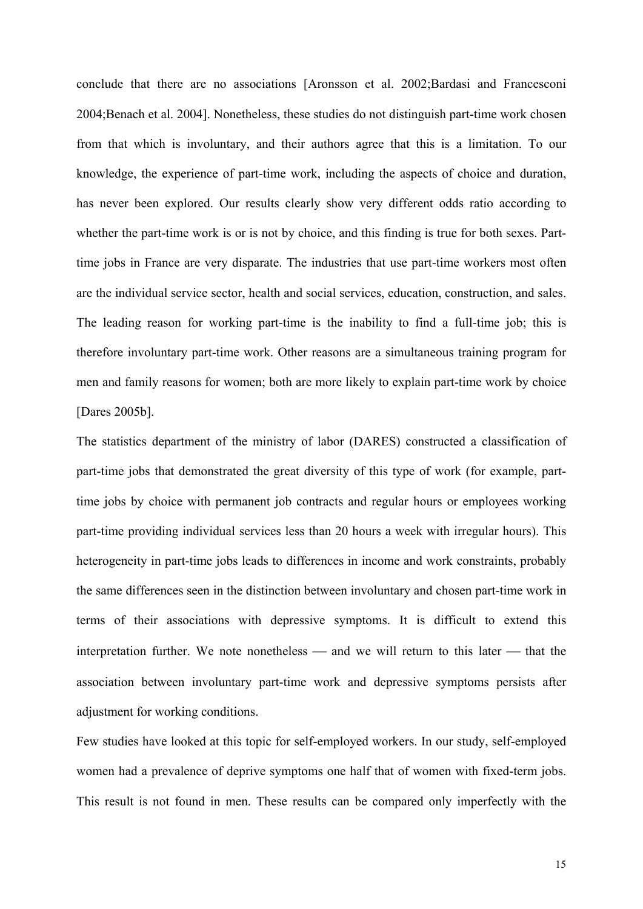conclude that there are no associations [Aronsson et al. 2002;Bardasi and Francesconi 2004;Benach et al. 2004]. Nonetheless, these studies do not distinguish part-time work chosen from that which is involuntary, and their authors agree that this is a limitation. To our knowledge, the experience of part-time work, including the aspects of choice and duration, has never been explored. Our results clearly show very different odds ratio according to whether the part-time work is or is not by choice, and this finding is true for both sexes. Part-time jobs in France are very disparate. The industries that use part-time workers most often are the individual service sector, health and social services, education, construction, and sales. The leading reason for working part-time is the inability to find a full-time job; this is therefore involuntary part-time work. Other reasons are a simultaneous training program for men and family reasons for women; both are more likely to explain part-time work by choice [Dares 2005b].

The statistics department of the ministry of labor (DARES) constructed a classification of part-time jobs that demonstrated the great diversity of this type of work (for example, part-time jobs by choice with permanent job contracts and regular hours or employees working part-time providing individual services less than 20 hours a week with irregular hours). This heterogeneity in part-time jobs leads to differences in income and work constraints, probably the same differences seen in the distinction between involuntary and chosen part-time work in terms of their associations with depressive symptoms. It is difficult to extend this interpretation further. We note nonetheless — and we will return to this later — that the association between involuntary part-time work and depressive symptoms persists after adjustment for working conditions.

Few studies have looked at this topic for self-employed workers. In our study, self-employed women had a prevalence of deprive symptoms one half that of women with fixed-term jobs. This result is not found in men. These results can be compared only imperfectly with the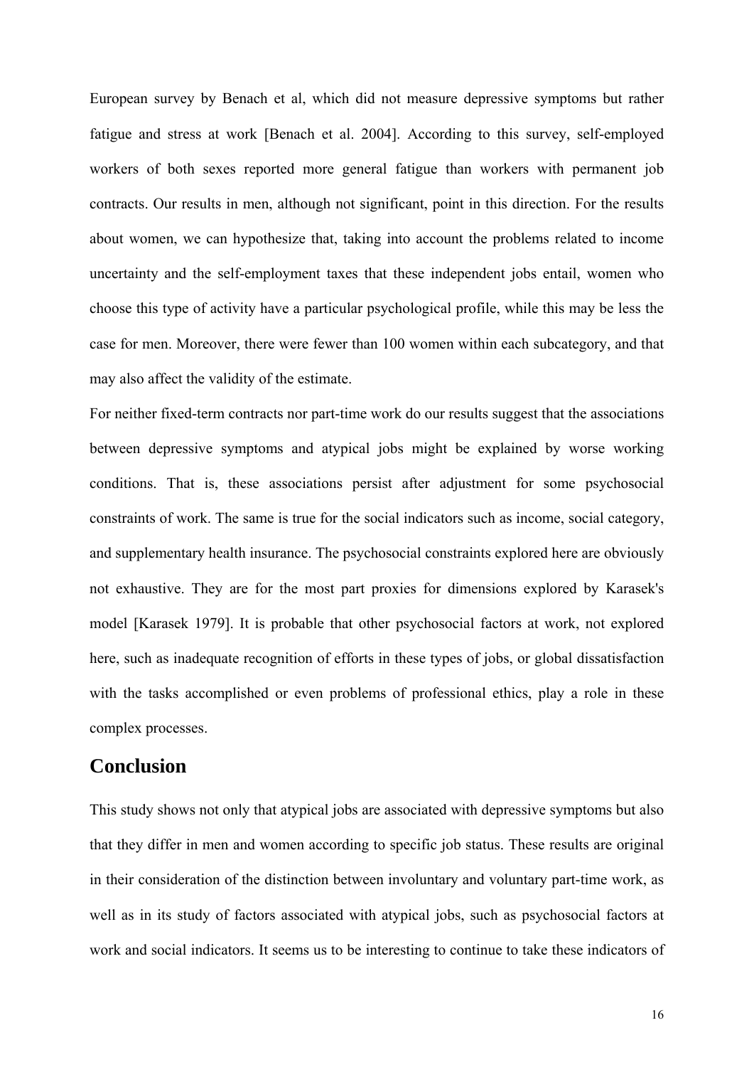European survey by Benach et al, which did not measure depressive symptoms but rather fatigue and stress at work [Benach et al. 2004]. According to this survey, self-employed workers of both sexes reported more general fatigue than workers with permanent job contracts. Our results in men, although not significant, point in this direction. For the results about women, we can hypothesize that, taking into account the problems related to income uncertainty and the self-employment taxes that these independent jobs entail, women who choose this type of activity have a particular psychological profile, while this may be less the case for men. Moreover, there were fewer than 100 women within each subcategory, and that may also affect the validity of the estimate.

For neither fixed-term contracts nor part-time work do our results suggest that the associations between depressive symptoms and atypical jobs might be explained by worse working conditions. That is, these associations persist after adjustment for some psychosocial constraints of work. The same is true for the social indicators such as income, social category, and supplementary health insurance. The psychosocial constraints explored here are obviously not exhaustive. They are for the most part proxies for dimensions explored by Karasek's model [Karasek 1979]. It is probable that other psychosocial factors at work, not explored here, such as inadequate recognition of efforts in these types of jobs, or global dissatisfaction with the tasks accomplished or even problems of professional ethics, play a role in these complex processes.

## Conclusion

This study shows not only that atypical jobs are associated with depressive symptoms but also that they differ in men and women according to specific job status. These results are original in their consideration of the distinction between involuntary and voluntary part-time work, as well as in its study of factors associated with atypical jobs, such as psychosocial factors at work and social indicators. It seems us to be interesting to continue to take these indicators of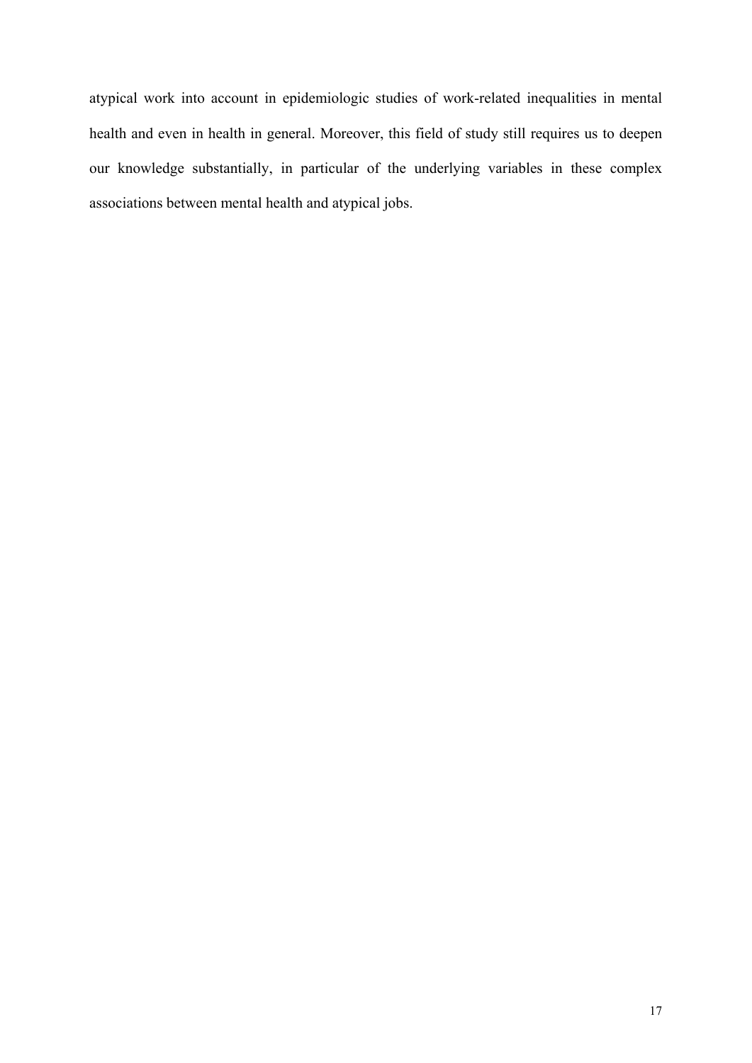atypical work into account in epidemiologic studies of work-related inequalities in mental health and even in health in general. Moreover, this field of study still requires us to deepen our knowledge substantially, in particular of the underlying variables in these complex associations between mental health and atypical jobs.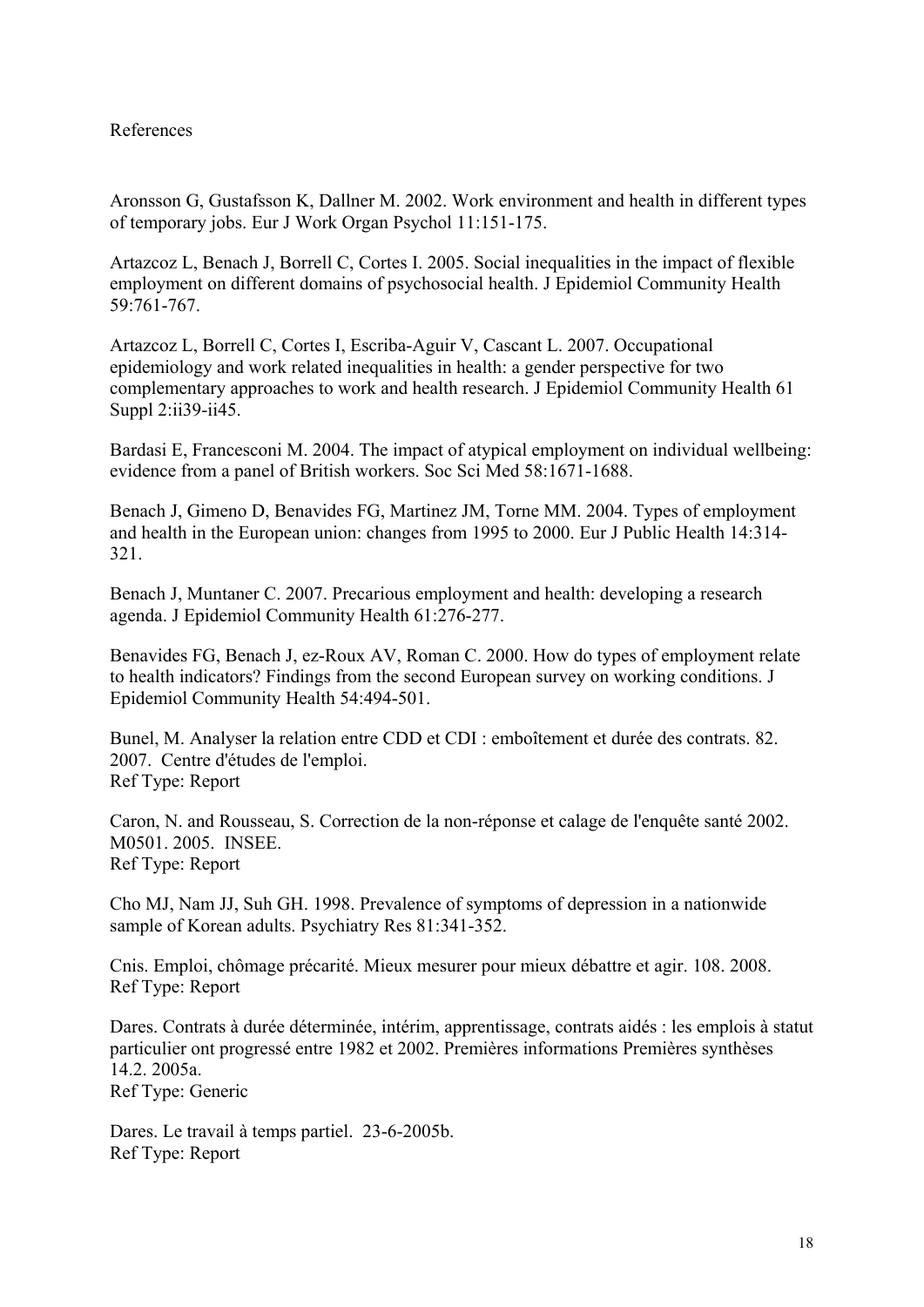References

Aronsson G, Gustafsson K, Dallner M. 2002. Work environment and health in different types of temporary jobs. Eur J Work Organ Psychol 11:151-175.

Artazcoz L, Benach J, Borrell C, Cortes I. 2005. Social inequalities in the impact of flexible employment on different domains of psychosocial health. J Epidemiol Community Health 59:761-767.

Artazcoz L, Borrell C, Cortes I, Escriba-Aguir V, Cascant L. 2007. Occupational epidemiology and work related inequalities in health: a gender perspective for two complementary approaches to work and health research. J Epidemiol Community Health 61 Suppl 2:ii39-ii45.

Bardasi E, Francesconi M. 2004. The impact of atypical employment on individual wellbeing: evidence from a panel of British workers. Soc Sci Med 58:1671-1688.

Benach J, Gimeno D, Benavides FG, Martinez JM, Torne MM. 2004. Types of employment and health in the European union: changes from 1995 to 2000. Eur J Public Health 14:314-321.

Benach J, Muntaner C. 2007. Precarious employment and health: developing a research agenda. J Epidemiol Community Health 61:276-277.

Benavides FG, Benach J, ez-Roux AV, Roman C. 2000. How do types of employment relate to health indicators? Findings from the second European survey on working conditions. J Epidemiol Community Health 54:494-501.

Bunel, M. Analyser la relation entre CDD et CDI : emboîtement et durée des contrats. 82. 2007. Centre d'études de l'emploi.
Ref Type: Report

Caron, N. and Rousseau, S. Correction de la non-réponse et calage de l'enquête santé 2002. M0501. 2005. INSEE.
Ref Type: Report

Cho MJ, Nam JJ, Suh GH. 1998. Prevalence of symptoms of depression in a nationwide sample of Korean adults. Psychiatry Res 81:341-352.

Cnis. Emploi, chômage précarité. Mieux mesurer pour mieux débattre et agir. 108. 2008.
Ref Type: Report

Dares. Contrats à durée déterminée, intérim, apprentissage, contrats aidés : les emplois à statut particulier ont progressé entre 1982 et 2002. Premières informations Premières synthèses 14.2. 2005a.
Ref Type: Generic

Dares. Le travail à temps partiel. 23-6-2005b.
Ref Type: Report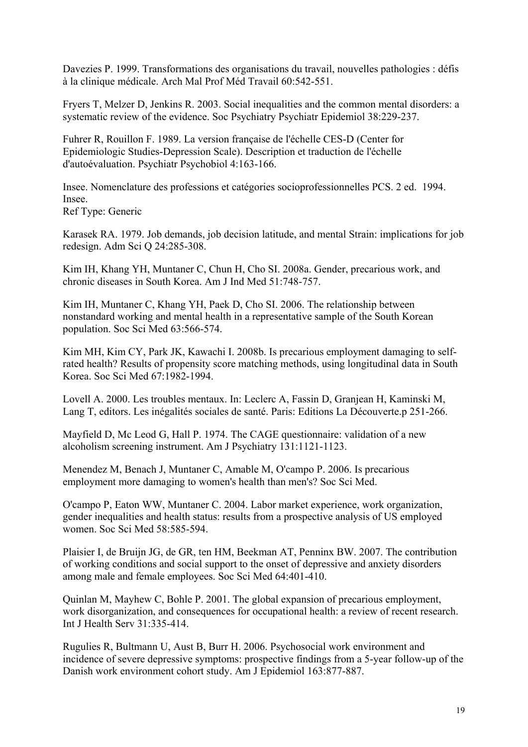Davezies P. 1999. Transformations des organisations du travail, nouvelles pathologies : défis à la clinique médicale. Arch Mal Prof Méd Travail 60:542-551.

Fryers T, Melzer D, Jenkins R. 2003. Social inequalities and the common mental disorders: a systematic review of the evidence. Soc Psychiatry Psychiatr Epidemiol 38:229-237.

Fuhrer R, Rouillon F. 1989. La version française de l'échelle CES-D (Center for Epidemiologic Studies-Depression Scale). Description et traduction de l'échelle d'autoévaluation. Psychiatr Psychobiol 4:163-166.

Insee. Nomenclature des professions et catégories socioprofessionnelles PCS. 2 ed. 1994. Insee.
Ref Type: Generic

Karasek RA. 1979. Job demands, job decision latitude, and mental Strain: implications for job redesign. Adm Sci Q 24:285-308.

Kim IH, Khang YH, Muntaner C, Chun H, Cho SI. 2008a. Gender, precarious work, and chronic diseases in South Korea. Am J Ind Med 51:748-757.

Kim IH, Muntaner C, Khang YH, Paek D, Cho SI. 2006. The relationship between nonstandard working and mental health in a representative sample of the South Korean population. Soc Sci Med 63:566-574.

Kim MH, Kim CY, Park JK, Kawachi I. 2008b. Is precarious employment damaging to self-rated health? Results of propensity score matching methods, using longitudinal data in South Korea. Soc Sci Med 67:1982-1994.

Lovell A. 2000. Les troubles mentaux. In: Leclerc A, Fassin D, Granjean H, Kaminski M, Lang T, editors. Les inégalités sociales de santé. Paris: Editions La Découverte.p 251-266.

Mayfield D, Mc Leod G, Hall P. 1974. The CAGE questionnaire: validation of a new alcoholism screening instrument. Am J Psychiatry 131:1121-1123.

Menendez M, Benach J, Muntaner C, Amable M, O'campo P. 2006. Is precarious employment more damaging to women's health than men's? Soc Sci Med.

O'campo P, Eaton WW, Muntaner C. 2004. Labor market experience, work organization, gender inequalities and health status: results from a prospective analysis of US employed women. Soc Sci Med 58:585-594.

Plaisier I, de Bruijn JG, de GR, ten HM, Beekman AT, Penninx BW. 2007. The contribution of working conditions and social support to the onset of depressive and anxiety disorders among male and female employees. Soc Sci Med 64:401-410.

Quinlan M, Mayhew C, Bohle P. 2001. The global expansion of precarious employment, work disorganization, and consequences for occupational health: a review of recent research. Int J Health Serv 31:335-414.

Rugulies R, Bultmann U, Aust B, Burr H. 2006. Psychosocial work environment and incidence of severe depressive symptoms: prospective findings from a 5-year follow-up of the Danish work environment cohort study. Am J Epidemiol 163:877-887.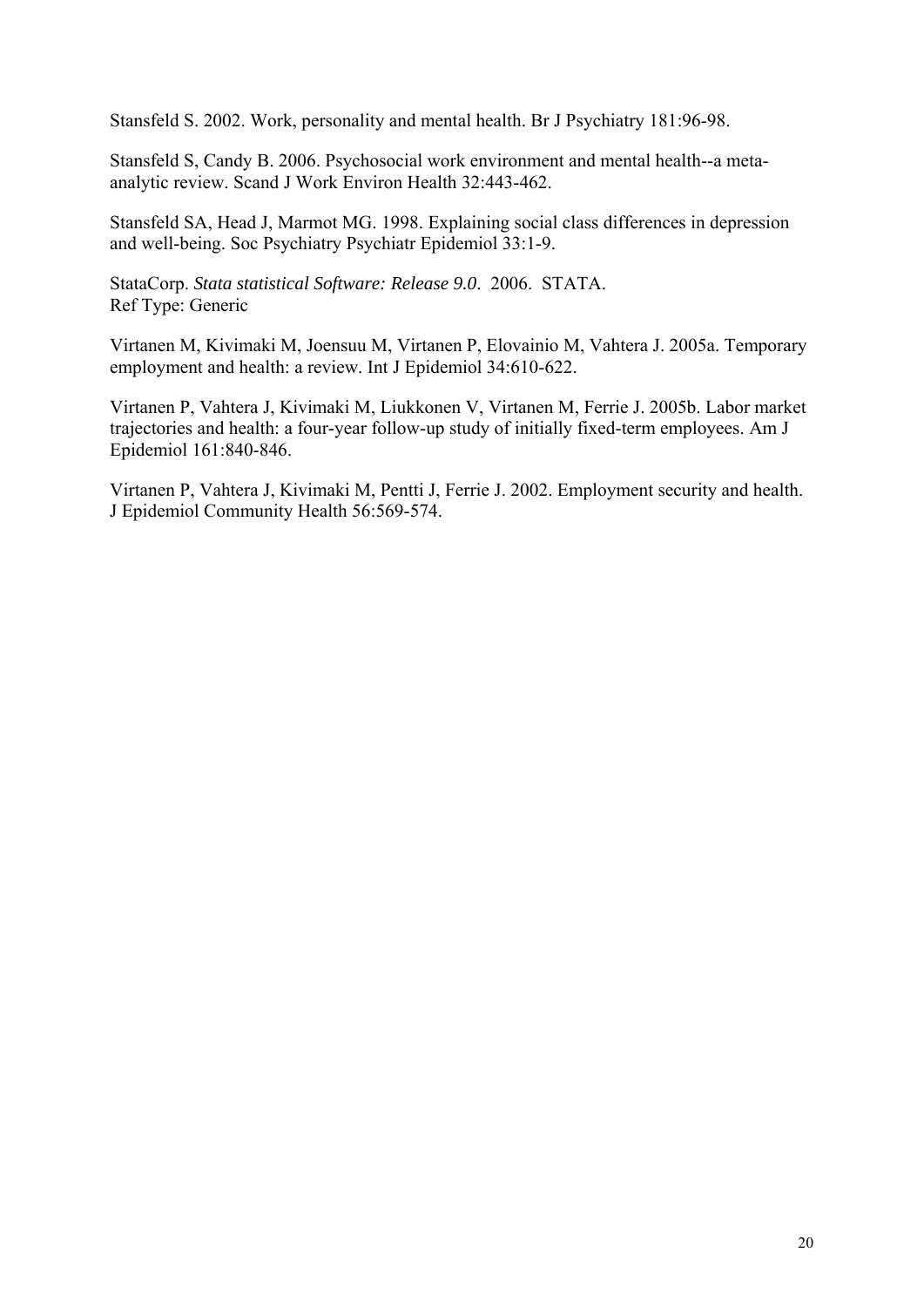Stansfeld S. 2002. Work, personality and mental health. Br J Psychiatry 181:96-98.

Stansfeld S, Candy B. 2006. Psychosocial work environment and mental health--a meta-analytic review. Scand J Work Environ Health 32:443-462.

Stansfeld SA, Head J, Marmot MG. 1998. Explaining social class differences in depression and well-being. Soc Psychiatry Psychiatr Epidemiol 33:1-9.

StataCorp. *Stata statistical Software: Release 9.0*. 2006. STATA.
Ref Type: Generic

Virtanen M, Kivimaki M, Joensuu M, Virtanen P, Elovainio M, Vahtera J. 2005a. Temporary employment and health: a review. Int J Epidemiol 34:610-622.

Virtanen P, Vahtera J, Kivimaki M, Liukkonen V, Virtanen M, Ferrie J. 2005b. Labor market trajectories and health: a four-year follow-up study of initially fixed-term employees. Am J Epidemiol 161:840-846.

Virtanen P, Vahtera J, Kivimaki M, Pentti J, Ferrie J. 2002. Employment security and health. J Epidemiol Community Health 56:569-574.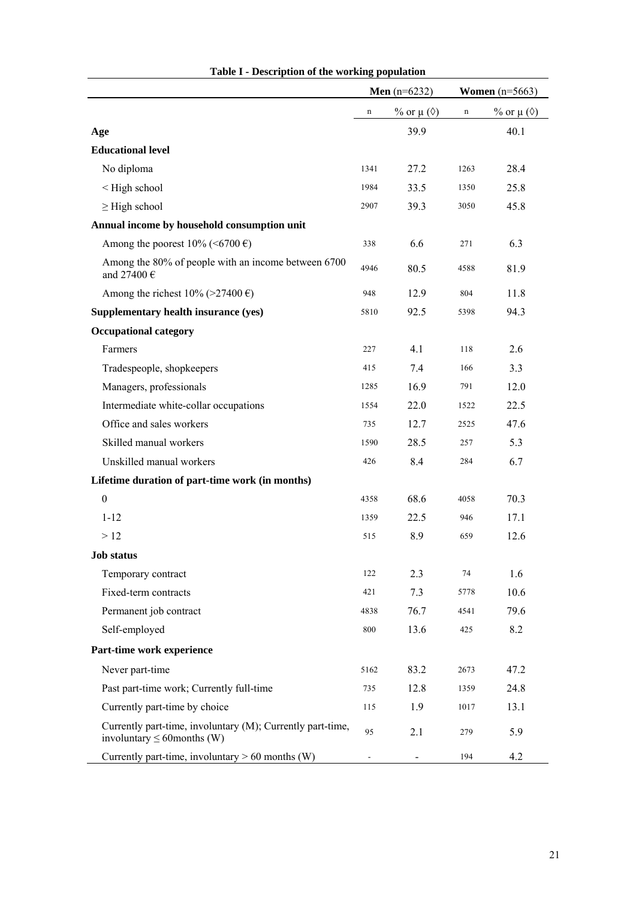**Table I - Description of the working population**

| | Men (n=6232) | | Women (n=5663) | |
|---|---|---|---|---|
| | n | % or μ (◊) | n | % or μ (◊) |
| **Age** | | 39.9 | | 40.1 |
| **Educational level** | | | | |
| No diploma | 1341 | 27.2 | 1263 | 28.4 |
| < High school | 1984 | 33.5 | 1350 | 25.8 |
| ≥ High school | 2907 | 39.3 | 3050 | 45.8 |
| **Annual income by household consumption unit** | | | | |
| Among the poorest 10% (<6700 €) | 338 | 6.6 | 271 | 6.3 |
| Among the 80% of people with an income between 6700 and 27400 € | 4946 | 80.5 | 4588 | 81.9 |
| Among the richest 10% (>27400 €) | 948 | 12.9 | 804 | 11.8 |
| **Supplementary health insurance (yes)** | 5810 | 92.5 | 5398 | 94.3 |
| **Occupational category** | | | | |
| Farmers | 227 | 4.1 | 118 | 2.6 |
| Tradespeople, shopkeepers | 415 | 7.4 | 166 | 3.3 |
| Managers, professionals | 1285 | 16.9 | 791 | 12.0 |
| Intermediate white-collar occupations | 1554 | 22.0 | 1522 | 22.5 |
| Office and sales workers | 735 | 12.7 | 2525 | 47.6 |
| Skilled manual workers | 1590 | 28.5 | 257 | 5.3 |
| Unskilled manual workers | 426 | 8.4 | 284 | 6.7 |
| **Lifetime duration of part-time work (in months)** | | | | |
| 0 | 4358 | 68.6 | 4058 | 70.3 |
| 1-12 | 1359 | 22.5 | 946 | 17.1 |
| > 12 | 515 | 8.9 | 659 | 12.6 |
| **Job status** | | | | |
| Temporary contract | 122 | 2.3 | 74 | 1.6 |
| Fixed-term contracts | 421 | 7.3 | 5778 | 10.6 |
| Permanent job contract | 4838 | 76.7 | 4541 | 79.6 |
| Self-employed | 800 | 13.6 | 425 | 8.2 |
| **Part-time work experience** | | | | |
| Never part-time | 5162 | 83.2 | 2673 | 47.2 |
| Past part-time work; Currently full-time | 735 | 12.8 | 1359 | 24.8 |
| Currently part-time by choice | 115 | 1.9 | 1017 | 13.1 |
| Currently part-time, involuntary (M); Currently part-time, involuntary ≤ 60months (W) | 95 | 2.1 | 279 | 5.9 |
| Currently part-time, involuntary > 60 months (W) | - | - | 194 | 4.2 |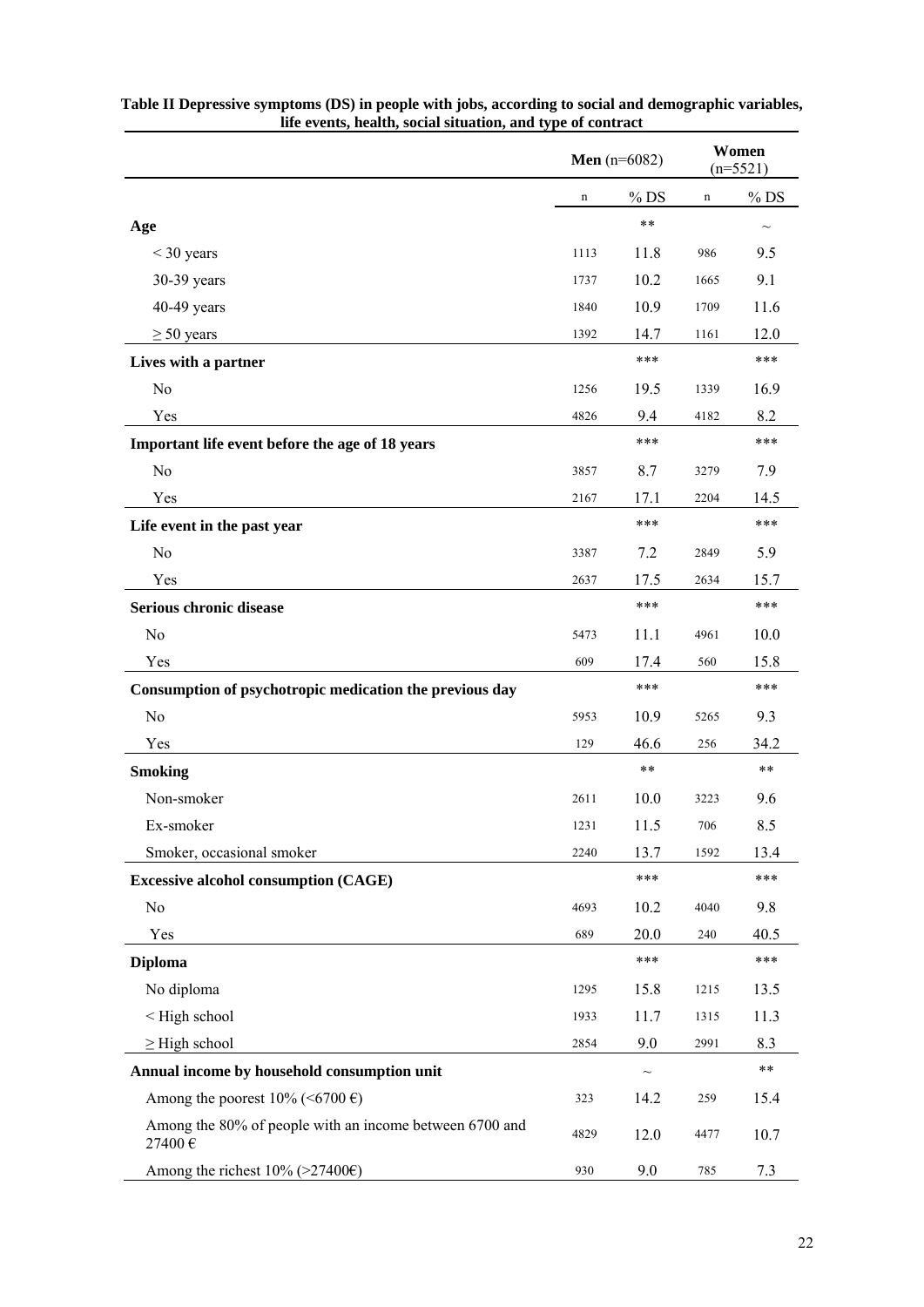**Table II Depressive symptoms (DS) in people with jobs, according to social and demographic variables, life events, health, social situation, and type of contract**

| | **Men** (n=6082) | | **Women** (n=5521) | |
|---|---|---|---|---|
| | n | % DS | n | % DS |
| **Age** | | ** | | ~ |
| < 30 years | 1113 | 11.8 | 986 | 9.5 |
| 30-39 years | 1737 | 10.2 | 1665 | 9.1 |
| 40-49 years | 1840 | 10.9 | 1709 | 11.6 |
| ≥ 50 years | 1392 | 14.7 | 1161 | 12.0 |
| **Lives with a partner** | | *** | | *** |
| No | 1256 | 19.5 | 1339 | 16.9 |
| Yes | 4826 | 9.4 | 4182 | 8.2 |
| **Important life event before the age of 18 years** | | *** | | *** |
| No | 3857 | 8.7 | 3279 | 7.9 |
| Yes | 2167 | 17.1 | 2204 | 14.5 |
| **Life event in the past year** | | *** | | *** |
| No | 3387 | 7.2 | 2849 | 5.9 |
| Yes | 2637 | 17.5 | 2634 | 15.7 |
| **Serious chronic disease** | | *** | | *** |
| No | 5473 | 11.1 | 4961 | 10.0 |
| Yes | 609 | 17.4 | 560 | 15.8 |
| **Consumption of psychotropic medication the previous day** | | *** | | *** |
| No | 5953 | 10.9 | 5265 | 9.3 |
| Yes | 129 | 46.6 | 256 | 34.2 |
| **Smoking** | | ** | | ** |
| Non-smoker | 2611 | 10.0 | 3223 | 9.6 |
| Ex-smoker | 1231 | 11.5 | 706 | 8.5 |
| Smoker, occasional smoker | 2240 | 13.7 | 1592 | 13.4 |
| **Excessive alcohol consumption (CAGE)** | | *** | | *** |
| No | 4693 | 10.2 | 4040 | 9.8 |
| Yes | 689 | 20.0 | 240 | 40.5 |
| **Diploma** | | *** | | *** |
| No diploma | 1295 | 15.8 | 1215 | 13.5 |
| < High school | 1933 | 11.7 | 1315 | 11.3 |
| ≥ High school | 2854 | 9.0 | 2991 | 8.3 |
| **Annual income by household consumption unit** | | ~ | | ** |
| Among the poorest 10% (<6700 €) | 323 | 14.2 | 259 | 15.4 |
| Among the 80% of people with an income between 6700 and 27400 € | 4829 | 12.0 | 4477 | 10.7 |
| Among the richest 10% (>27400€) | 930 | 9.0 | 785 | 7.3 |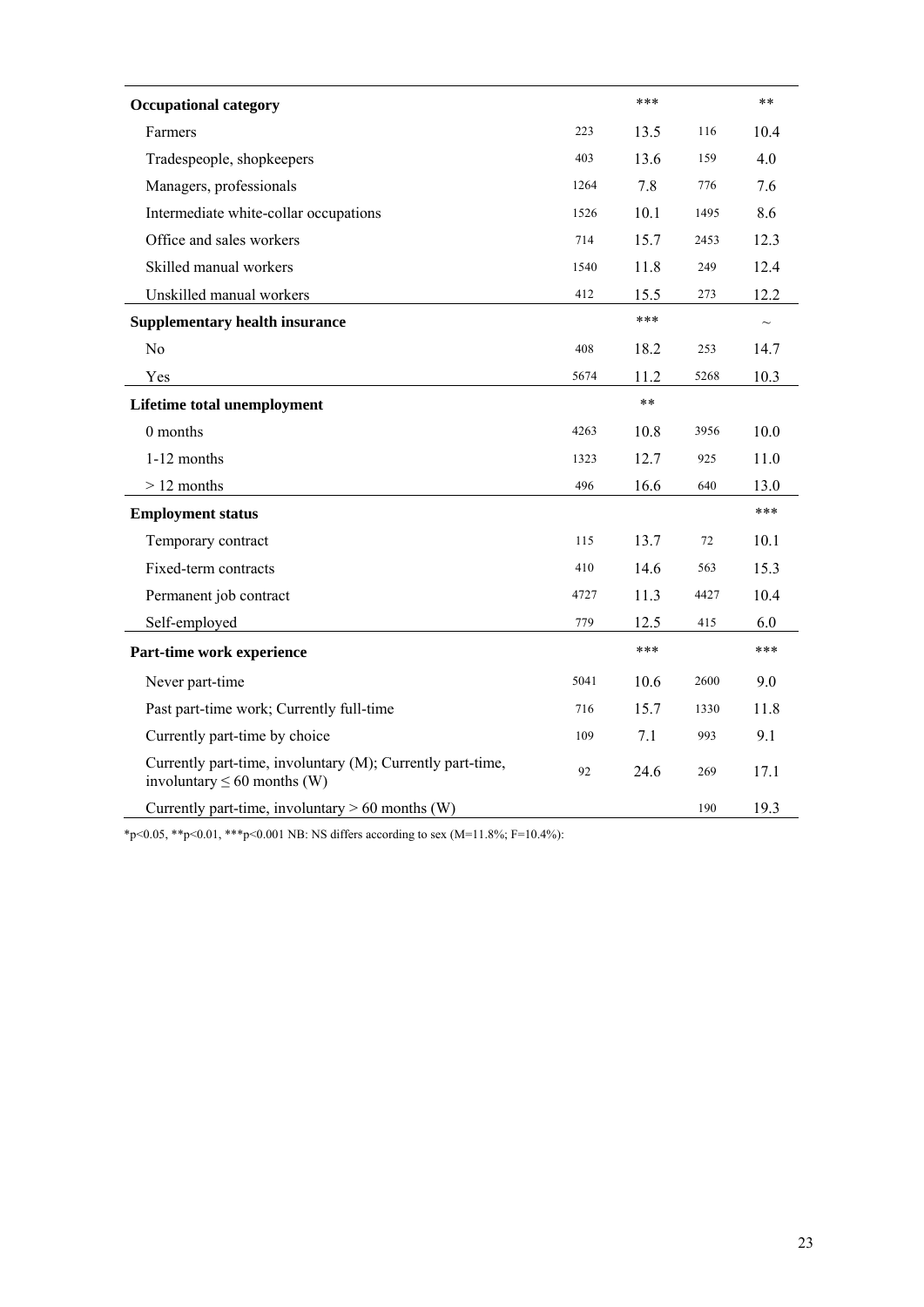| | | | | |
|---|---|---|---|---|
| **Occupational category** | | *** | | ** |
| Farmers | 223 | 13.5 | 116 | 10.4 |
| Tradespeople, shopkeepers | 403 | 13.6 | 159 | 4.0 |
| Managers, professionals | 1264 | 7.8 | 776 | 7.6 |
| Intermediate white-collar occupations | 1526 | 10.1 | 1495 | 8.6 |
| Office and sales workers | 714 | 15.7 | 2453 | 12.3 |
| Skilled manual workers | 1540 | 11.8 | 249 | 12.4 |
| Unskilled manual workers | 412 | 15.5 | 273 | 12.2 |
| **Supplementary health insurance** | | *** | | ~ |
| No | 408 | 18.2 | 253 | 14.7 |
| Yes | 5674 | 11.2 | 5268 | 10.3 |
| **Lifetime total unemployment** | | ** | | |
| 0 months | 4263 | 10.8 | 3956 | 10.0 |
| 1-12 months | 1323 | 12.7 | 925 | 11.0 |
| > 12 months | 496 | 16.6 | 640 | 13.0 |
| **Employment status** | | | | *** |
| Temporary contract | 115 | 13.7 | 72 | 10.1 |
| Fixed-term contracts | 410 | 14.6 | 563 | 15.3 |
| Permanent job contract | 4727 | 11.3 | 4427 | 10.4 |
| Self-employed | 779 | 12.5 | 415 | 6.0 |
| **Part-time work experience** | | *** | | *** |
| Never part-time | 5041 | 10.6 | 2600 | 9.0 |
| Past part-time work; Currently full-time | 716 | 15.7 | 1330 | 11.8 |
| Currently part-time by choice | 109 | 7.1 | 993 | 9.1 |
| Currently part-time, involuntary (M); Currently part-time, involuntary ≤ 60 months (W) | 92 | 24.6 | 269 | 17.1 |
| Currently part-time, involuntary > 60 months (W) | | | 190 | 19.3 |

*p<0.05, **p<0.01, ***p<0.001 NB: NS differs according to sex (M=11.8%; F=10.4%):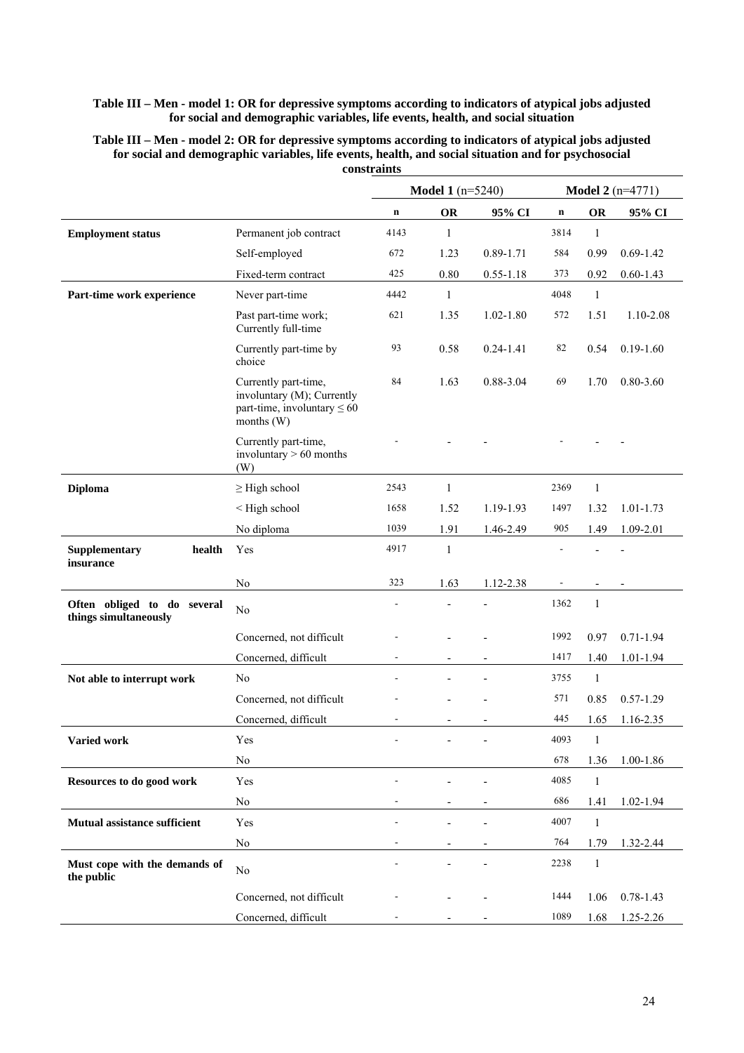**Table III – Men - model 1: OR for depressive symptoms according to indicators of atypical jobs adjusted for social and demographic variables, life events, health, and social situation**

**Table III – Men - model 2: OR for depressive symptoms according to indicators of atypical jobs adjusted for social and demographic variables, life events, health, and social situation and for psychosocial constraints**

| | | **Model 1** (n=5240) | | | **Model 2** (n=4771) | | |
|---|---|---|---|---|---|---|---|
| | | **n** | **OR** | **95% CI** | **n** | **OR** | **95% CI** |
| **Employment status** | Permanent job contract | 4143 | 1 | | 3814 | 1 | |
| | Self-employed | 672 | 1.23 | 0.89-1.71 | 584 | 0.99 | 0.69-1.42 |
| | Fixed-term contract | 425 | 0.80 | 0.55-1.18 | 373 | 0.92 | 0.60-1.43 |
| **Part-time work experience** | Never part-time | 4442 | 1 | | 4048 | 1 | |
| | Past part-time work; Currently full-time | 621 | 1.35 | 1.02-1.80 | 572 | 1.51 | 1.10-2.08 |
| | Currently part-time by choice | 93 | 0.58 | 0.24-1.41 | 82 | 0.54 | 0.19-1.60 |
| | Currently part-time, involuntary (M); Currently part-time, involuntary ≤ 60 months (W) | 84 | 1.63 | 0.88-3.04 | 69 | 1.70 | 0.80-3.60 |
| | Currently part-time, involuntary > 60 months (W) | - | - | - | - | - | - |
| **Diploma** | ≥ High school | 2543 | 1 | | 2369 | 1 | |
| | < High school | 1658 | 1.52 | 1.19-1.93 | 1497 | 1.32 | 1.01-1.73 |
| | No diploma | 1039 | 1.91 | 1.46-2.49 | 905 | 1.49 | 1.09-2.01 |
| **Supplementary health insurance** | Yes | 4917 | 1 | | - | - | - |
| | No | 323 | 1.63 | 1.12-2.38 | - | - | - |
| **Often obliged to do several things simultaneously** | No | - | - | - | 1362 | 1 | |
| | Concerned, not difficult | - | - | - | 1992 | 0.97 | 0.71-1.94 |
| | Concerned, difficult | - | - | - | 1417 | 1.40 | 1.01-1.94 |
| **Not able to interrupt work** | No | - | - | - | 3755 | 1 | |
| | Concerned, not difficult | - | - | - | 571 | 0.85 | 0.57-1.29 |
| | Concerned, difficult | - | - | - | 445 | 1.65 | 1.16-2.35 |
| **Varied work** | Yes | - | - | - | 4093 | 1 | |
| | No | | | | 678 | 1.36 | 1.00-1.86 |
| **Resources to do good work** | Yes | - | - | - | 4085 | 1 | |
| | No | - | - | - | 686 | 1.41 | 1.02-1.94 |
| **Mutual assistance sufficient** | Yes | - | - | - | 4007 | 1 | |
| | No | - | - | - | 764 | 1.79 | 1.32-2.44 |
| **Must cope with the demands of the public** | No | - | - | - | 2238 | 1 | |
| | Concerned, not difficult | - | - | - | 1444 | 1.06 | 0.78-1.43 |
| | Concerned, difficult | - | - | - | 1089 | 1.68 | 1.25-2.26 |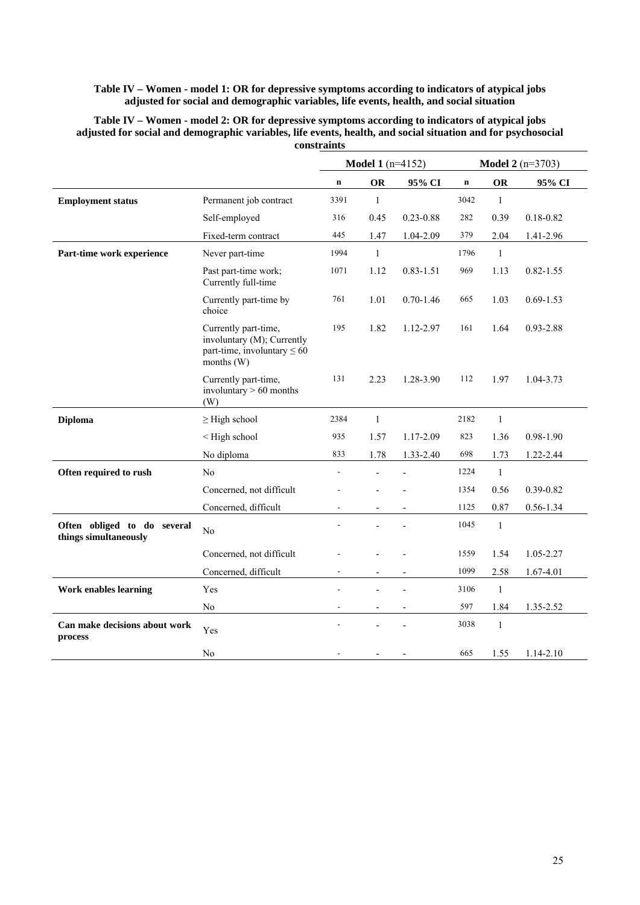**Table IV – Women - model 1: OR for depressive symptoms according to indicators of atypical jobs adjusted for social and demographic variables, life events, health, and social situation**

**Table IV – Women - model 2: OR for depressive symptoms according to indicators of atypical jobs adjusted for social and demographic variables, life events, health, and social situation and for psychosocial constraints**

| | | **Model 1** (n=4152) | | | **Model 2** (n=3703) | | |
|---|---|---|---|---|---|---|---|
| | | **n** | **OR** | **95% CI** | **n** | **OR** | **95% CI** |
| **Employment status** | Permanent job contract | 3391 | 1 | | 3042 | 1 | |
| | Self-employed | 316 | 0.45 | 0.23-0.88 | 282 | 0.39 | 0.18-0.82 |
| | Fixed-term contract | 445 | 1.47 | 1.04-2.09 | 379 | 2.04 | 1.41-2.96 |
| **Part-time work experience** | Never part-time | 1994 | 1 | | 1796 | 1 | |
| | Past part-time work; Currently full-time | 1071 | 1.12 | 0.83-1.51 | 969 | 1.13 | 0.82-1.55 |
| | Currently part-time by choice | 761 | 1.01 | 0.70-1.46 | 665 | 1.03 | 0.69-1.53 |
| | Currently part-time, involuntary (M); Currently part-time, involuntary ≤ 60 months (W) | 195 | 1.82 | 1.12-2.97 | 161 | 1.64 | 0.93-2.88 |
| | Currently part-time, involuntary > 60 months (W) | 131 | 2.23 | 1.28-3.90 | 112 | 1.97 | 1.04-3.73 |
| **Diploma** | ≥ High school | 2384 | 1 | | 2182 | 1 | |
| | < High school | 935 | 1.57 | 1.17-2.09 | 823 | 1.36 | 0.98-1.90 |
| | No diploma | 833 | 1.78 | 1.33-2.40 | 698 | 1.73 | 1.22-2.44 |
| **Often required to rush** | No | - | - | - | 1224 | 1 | |
| | Concerned, not difficult | - | - | - | 1354 | 0.56 | 0.39-0.82 |
| | Concerned, difficult | - | - | - | 1125 | 0.87 | 0.56-1.34 |
| **Often obliged to do several things simultaneously** | No | - | - | - | 1045 | 1 | |
| | Concerned, not difficult | - | - | - | 1559 | 1.54 | 1.05-2.27 |
| | Concerned, difficult | - | - | - | 1099 | 2.58 | 1.67-4.01 |
| **Work enables learning** | Yes | - | - | - | 3106 | 1 | |
| | No | - | - | - | 597 | 1.84 | 1.35-2.52 |
| **Can make decisions about work process** | Yes | - | - | - | 3038 | 1 | |
| | No | - | - | - | 665 | 1.55 | 1.14-2.10 |